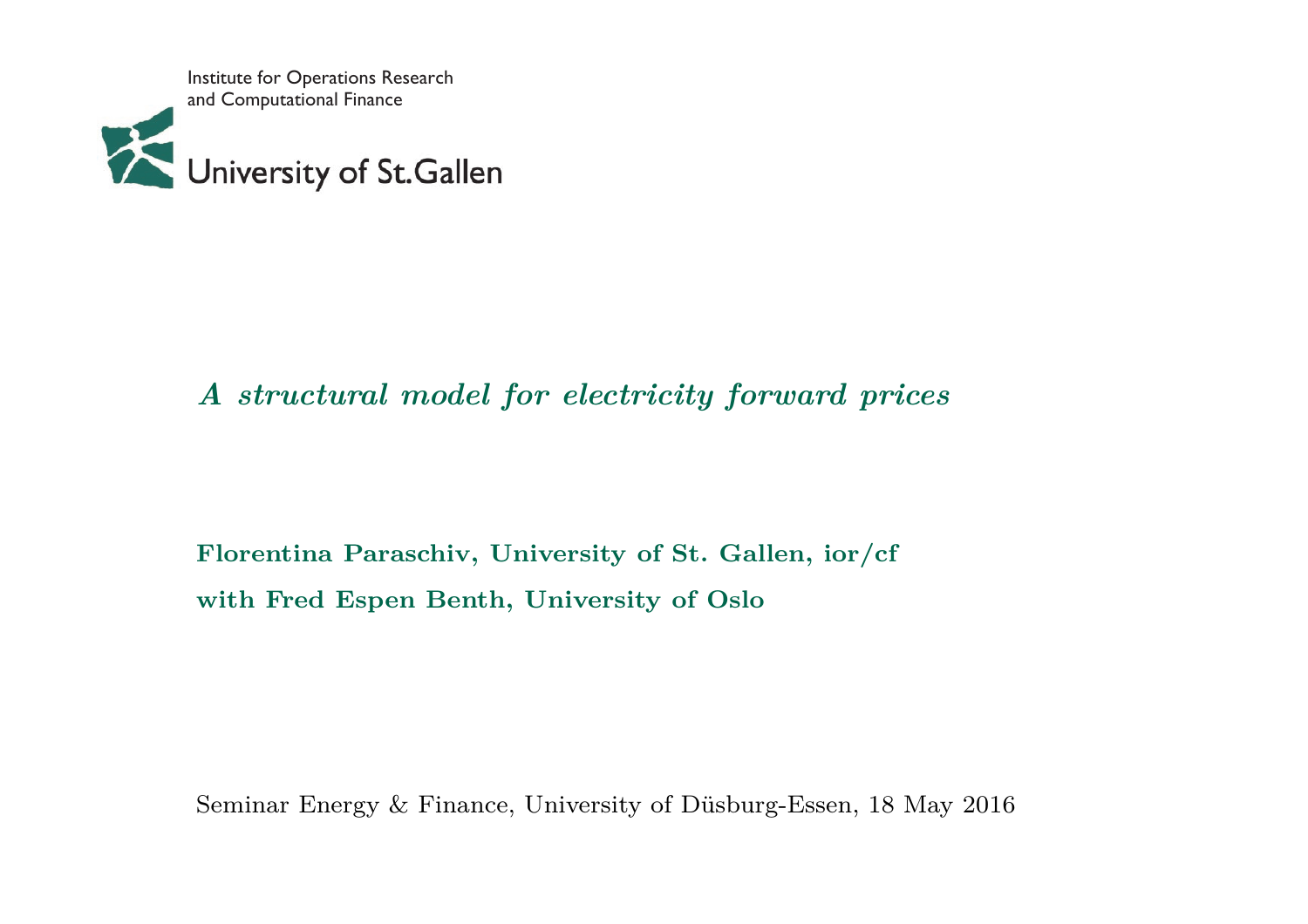Institute for Operations Research
and Computational Finance

University of St.Gallen

# *A structural model for electricity forward prices*

**Florentina Paraschiv, University of St. Gallen, ior/cf**

**with Fred Espen Benth, University of Oslo**

Seminar Energy & Finance, University of Düsburg-Essen, 18 May 2016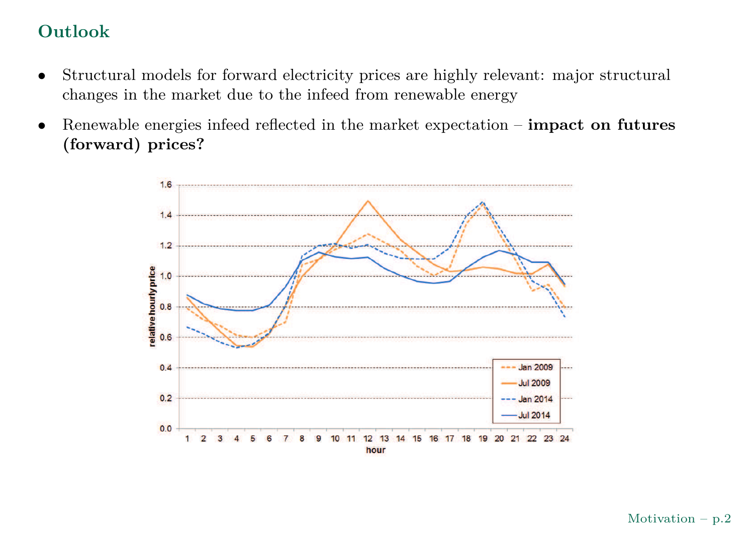## Outlook

- Structural models for forward electricity prices are highly relevant: major structural changes in the market due to the infeed from renewable energy
- Renewable energies infeed reflected in the market expectation – **impact on futures (forward) prices?**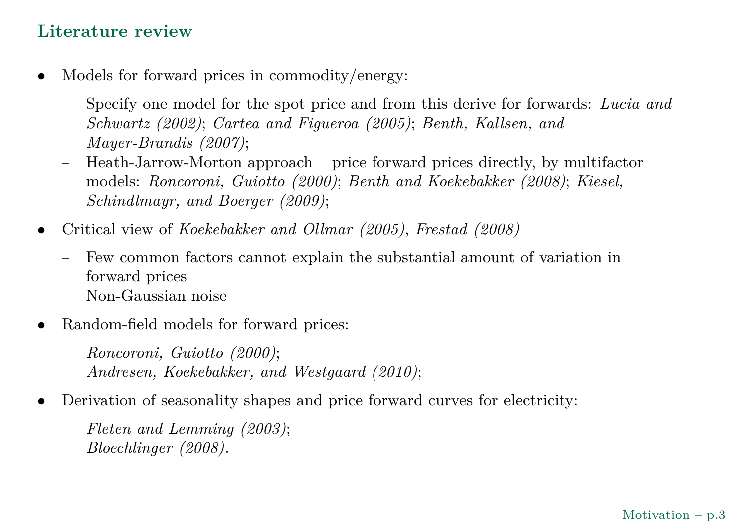## Literature review

- Models for forward prices in commodity/energy:
  - Specify one model for the spot price and from this derive for forwards: *Lucia and Schwartz (2002)*; *Cartea and Figueroa (2005)*; *Benth, Kallsen, and Mayer-Brandis (2007)*;
  - Heath-Jarrow-Morton approach – price forward prices directly, by multifactor models: *Roncoroni, Guiotto (2000)*; *Benth and Koekebakker (2008)*; *Kiesel, Schindlmayr, and Boerger (2009)*;
- Critical view of *Koekebakker and Ollmar (2005)*, *Frestad (2008)*
  - Few common factors cannot explain the substantial amount of variation in forward prices
  - Non-Gaussian noise
- Random-field models for forward prices:
  - *Roncoroni, Guiotto (2000)*;
  - *Andresen, Koekebakker, and Westgaard (2010)*;
- Derivation of seasonality shapes and price forward curves for electricity:
  - *Fleten and Lemming (2003)*;
  - *Bloechlinger (2008).*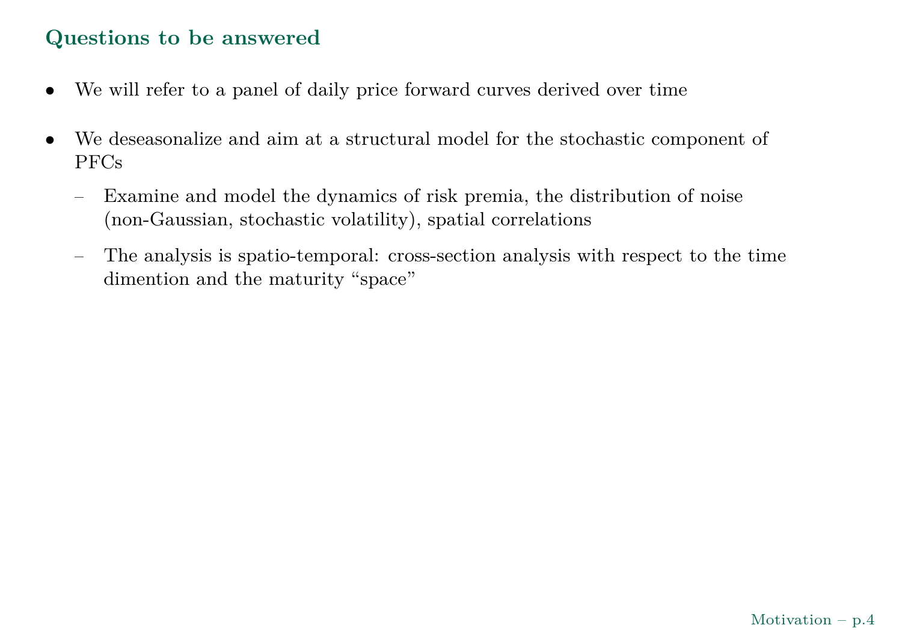## Questions to be answered

- We will refer to a panel of daily price forward curves derived over time
- We deseasonalize and aim at a structural model for the stochastic component of PFCs
  - Examine and model the dynamics of risk premia, the distribution of noise (non-Gaussian, stochastic volatility), spatial correlations
  - The analysis is spatio-temporal: cross-section analysis with respect to the time dimention and the maturity "space"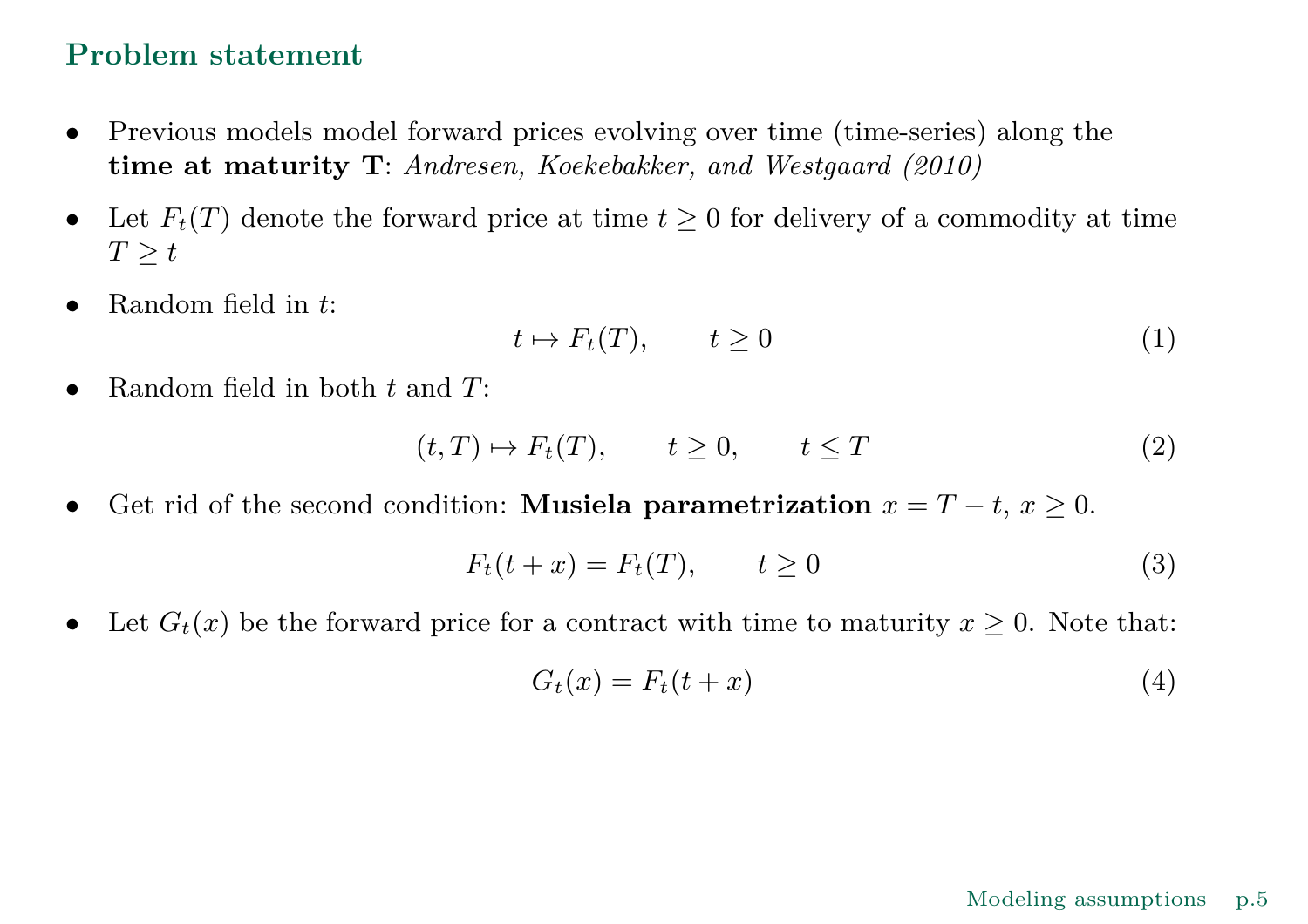## Problem statement

- Previous models model forward prices evolving over time (time-series) along the **time at maturity T**: *Andresen, Koekebakker, and Westgaard (2010)*
- Let $F_t(T)$ denote the forward price at time $t \geq 0$ for delivery of a commodity at time $T \geq t$
- Random field in $t$:

$$t \mapsto F_t(T), \qquad t \geq 0 \tag{1}$$

- Random field in both $t$ and $T$:

$$(t, T) \mapsto F_t(T), \qquad t \geq 0, \qquad t \leq T \tag{2}$$

- Get rid of the second condition: **Musiela parametrization** $x = T - t$, $x \geq 0$.

$$F_t(t + x) = F_t(T), \qquad t \geq 0 \tag{3}$$

- Let $G_t(x)$ be the forward price for a contract with time to maturity $x \geq 0$. Note that:

$$G_t(x) = F_t(t + x) \tag{4}$$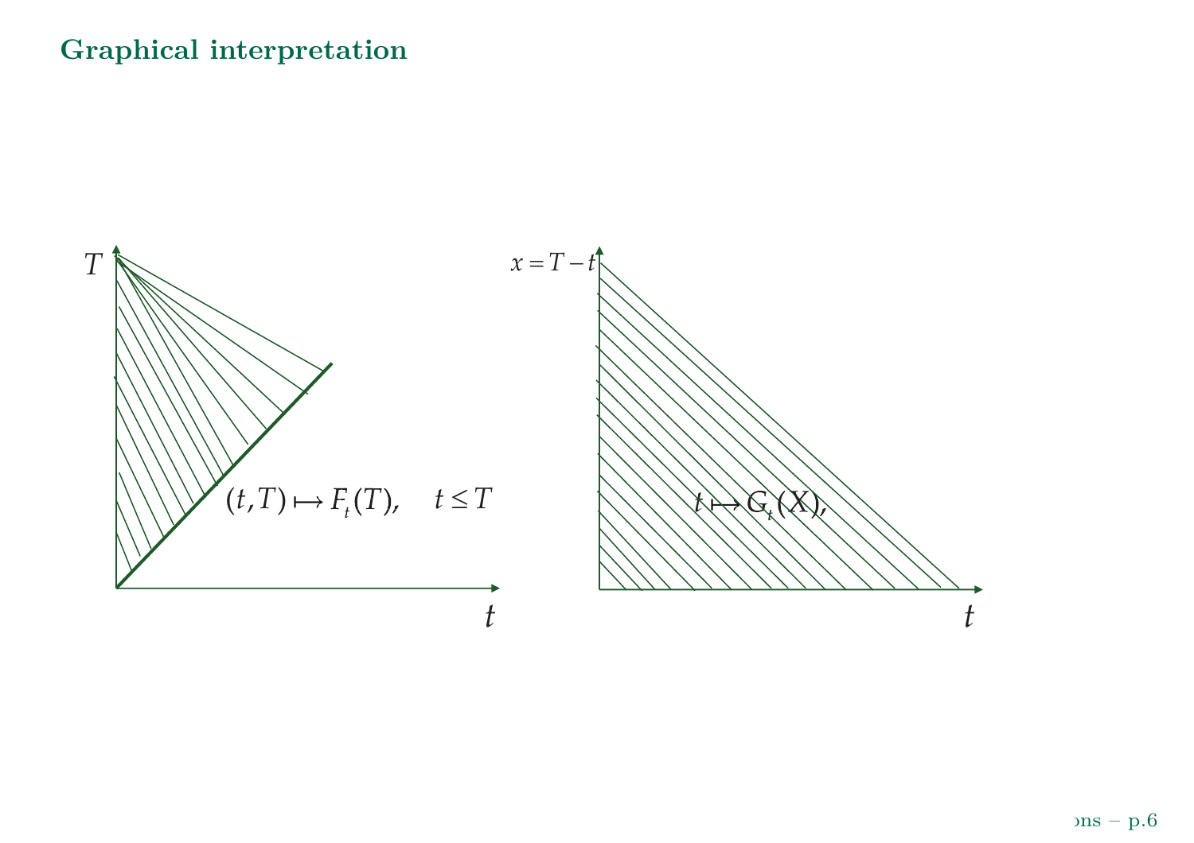## Graphical interpretation

$T$

$(t,T) \mapsto F_t(T), \quad t \leq T$

$t$

$x = T - t$

$t \mapsto G_t(X),$

$t$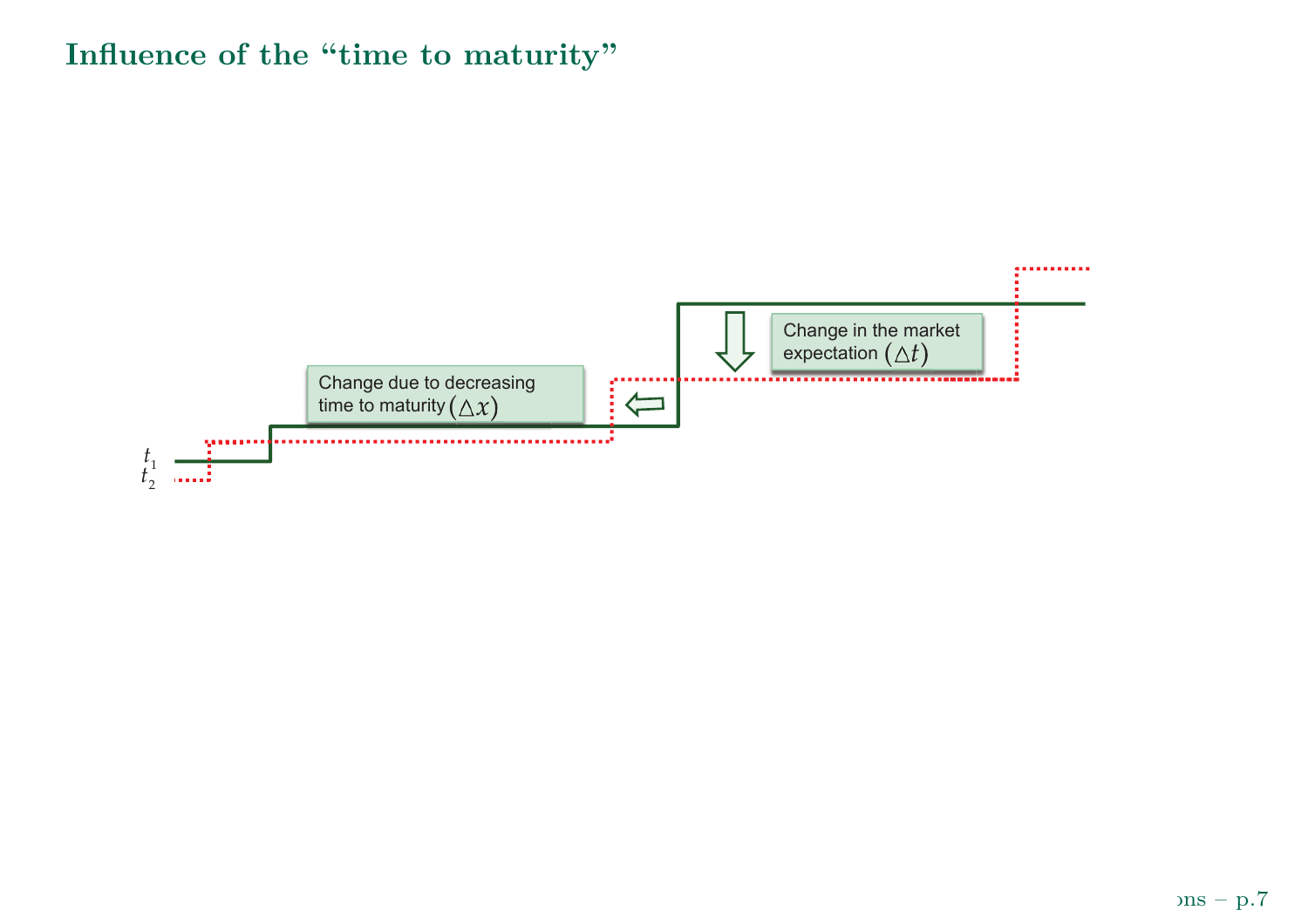# Influence of the "time to maturity"

Change due to decreasing time to maturity $(\triangle x)$

Change in the market expectation $(\triangle t)$

$t_1$

$t_2$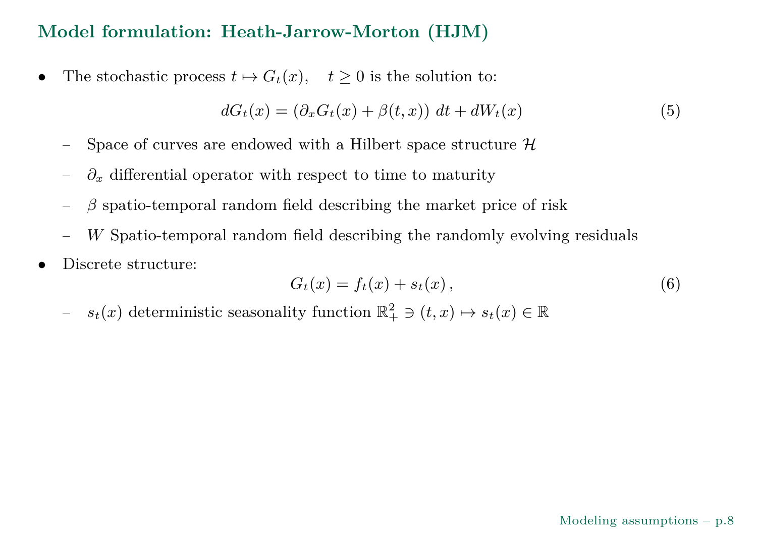## Model formulation: Heath-Jarrow-Morton (HJM)

- The stochastic process $t \mapsto G_t(x), \quad t \geq 0$ is the solution to:

$$dG_t(x) = \left(\partial_x G_t(x) + \beta(t,x)\right)\, dt + dW_t(x) \tag{5}$$

  - Space of curves are endowed with a Hilbert space structure $\mathcal{H}$
  - $\partial_x$ differential operator with respect to time to maturity
  - $\beta$ spatio-temporal random field describing the market price of risk
  - $W$ Spatio-temporal random field describing the randomly evolving residuals

- Discrete structure:

$$G_t(x) = f_t(x) + s_t(x)\,, \tag{6}$$

  - $s_t(x)$ deterministic seasonality function $\mathbb{R}_+^2 \ni (t,x) \mapsto s_t(x) \in \mathbb{R}$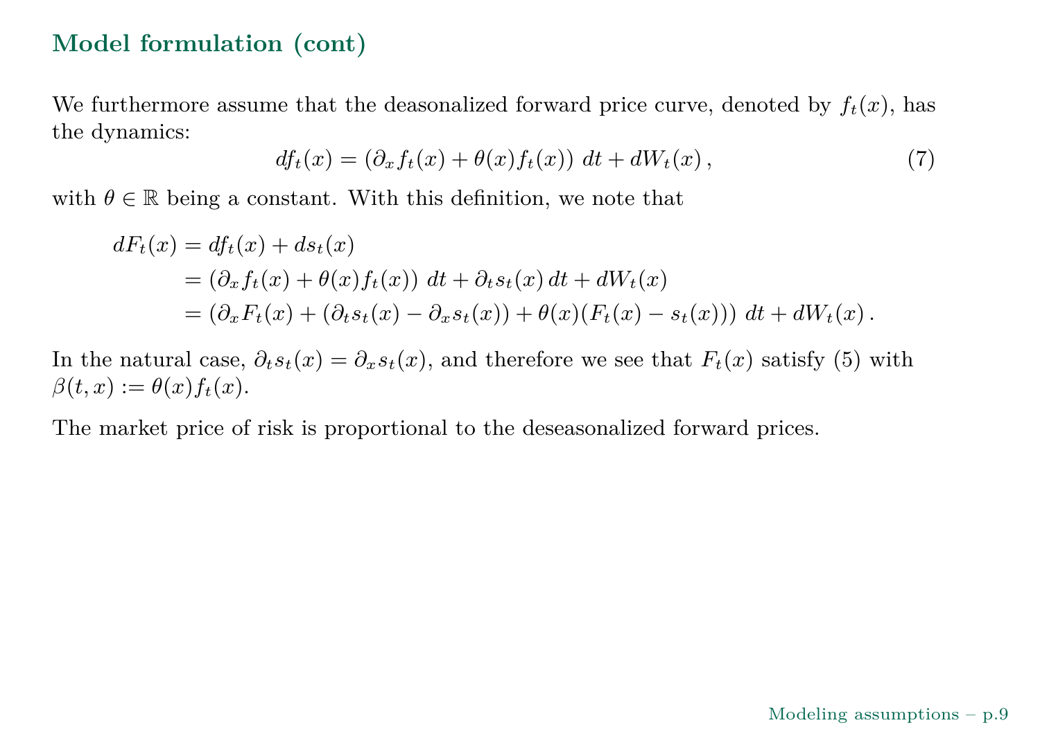## Model formulation (cont)

We furthermore assume that the deasonalized forward price curve, denoted by $f_t(x)$, has the dynamics:

$$df_t(x) = (\partial_x f_t(x) + \theta(x) f_t(x))\, dt + dW_t(x)\,, \tag{7}$$

with $\theta \in \mathbb{R}$ being a constant. With this definition, we note that

$$\begin{aligned}
dF_t(x) &= df_t(x) + ds_t(x) \\
&= (\partial_x f_t(x) + \theta(x) f_t(x))\, dt + \partial_t s_t(x)\, dt + dW_t(x) \\
&= (\partial_x F_t(x) + (\partial_t s_t(x) - \partial_x s_t(x)) + \theta(x)(F_t(x) - s_t(x)))\, dt + dW_t(x)\,.
\end{aligned}$$

In the natural case, $\partial_t s_t(x) = \partial_x s_t(x)$, and therefore we see that $F_t(x)$ satisfy (5) with $\beta(t, x) := \theta(x) f_t(x)$.

The market price of risk is proportional to the deseasonalized forward prices.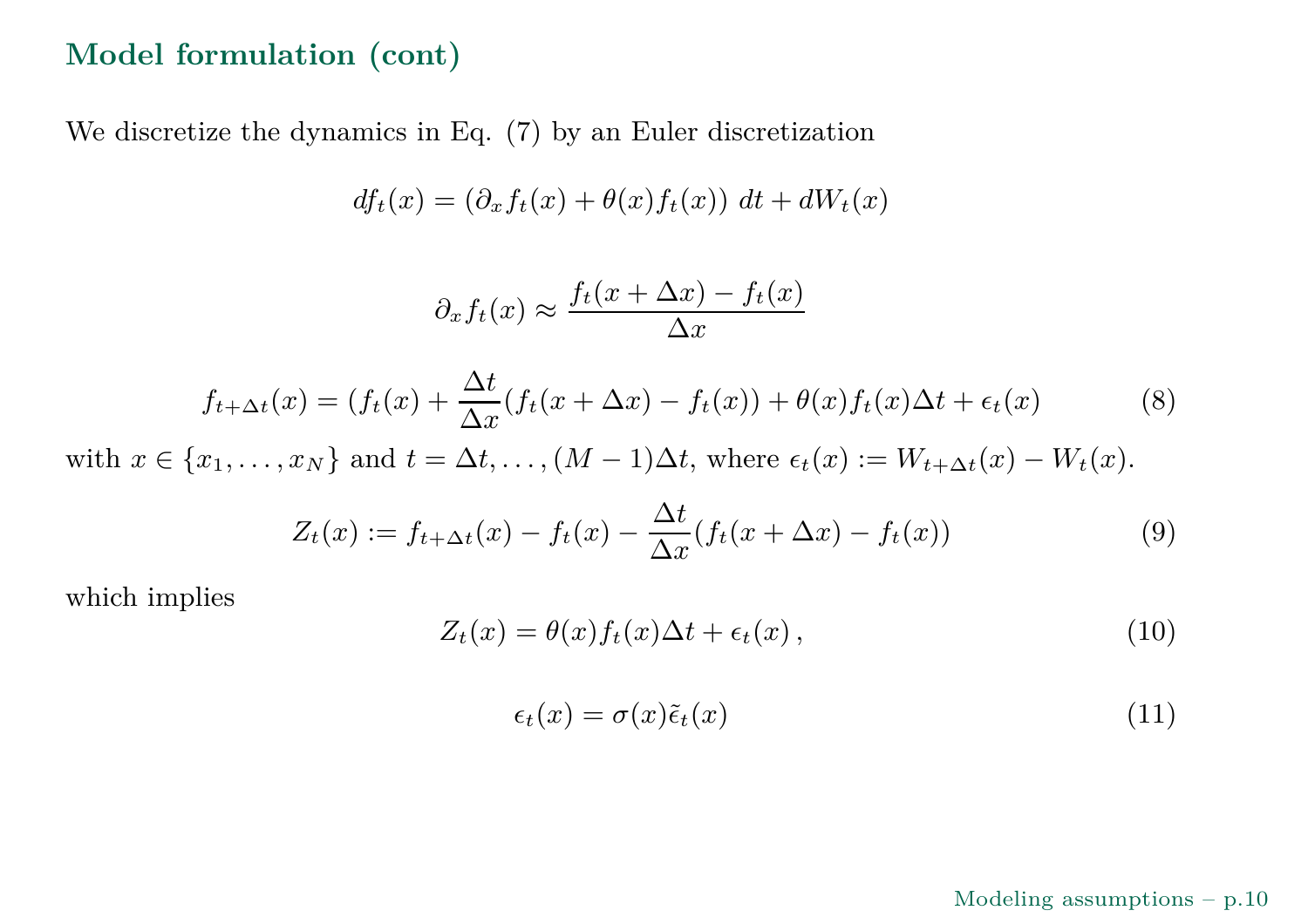## Model formulation (cont)

We discretize the dynamics in Eq. (7) by an Euler discretization

$$df_t(x) = \left(\partial_x f_t(x) + \theta(x) f_t(x)\right) \, dt + dW_t(x)$$

$$\partial_x f_t(x) \approx \frac{f_t(x+\Delta x) - f_t(x)}{\Delta x}$$

$$f_{t+\Delta t}(x) = (f_t(x) + \frac{\Delta t}{\Delta x}(f_t(x+\Delta x) - f_t(x)) + \theta(x) f_t(x) \Delta t + \epsilon_t(x) \tag{8}$$

with $x \in \{x_1, \ldots, x_N\}$ and $t = \Delta t, \ldots, (M-1)\Delta t$, where $\epsilon_t(x) := W_{t+\Delta t}(x) - W_t(x)$.

$$Z_t(x) := f_{t+\Delta t}(x) - f_t(x) - \frac{\Delta t}{\Delta x}(f_t(x+\Delta x) - f_t(x)) \tag{9}$$

which implies

$$Z_t(x) = \theta(x) f_t(x) \Delta t + \epsilon_t(x)\,, \tag{10}$$

$$\epsilon_t(x) = \sigma(x) \tilde{\epsilon}_t(x) \tag{11}$$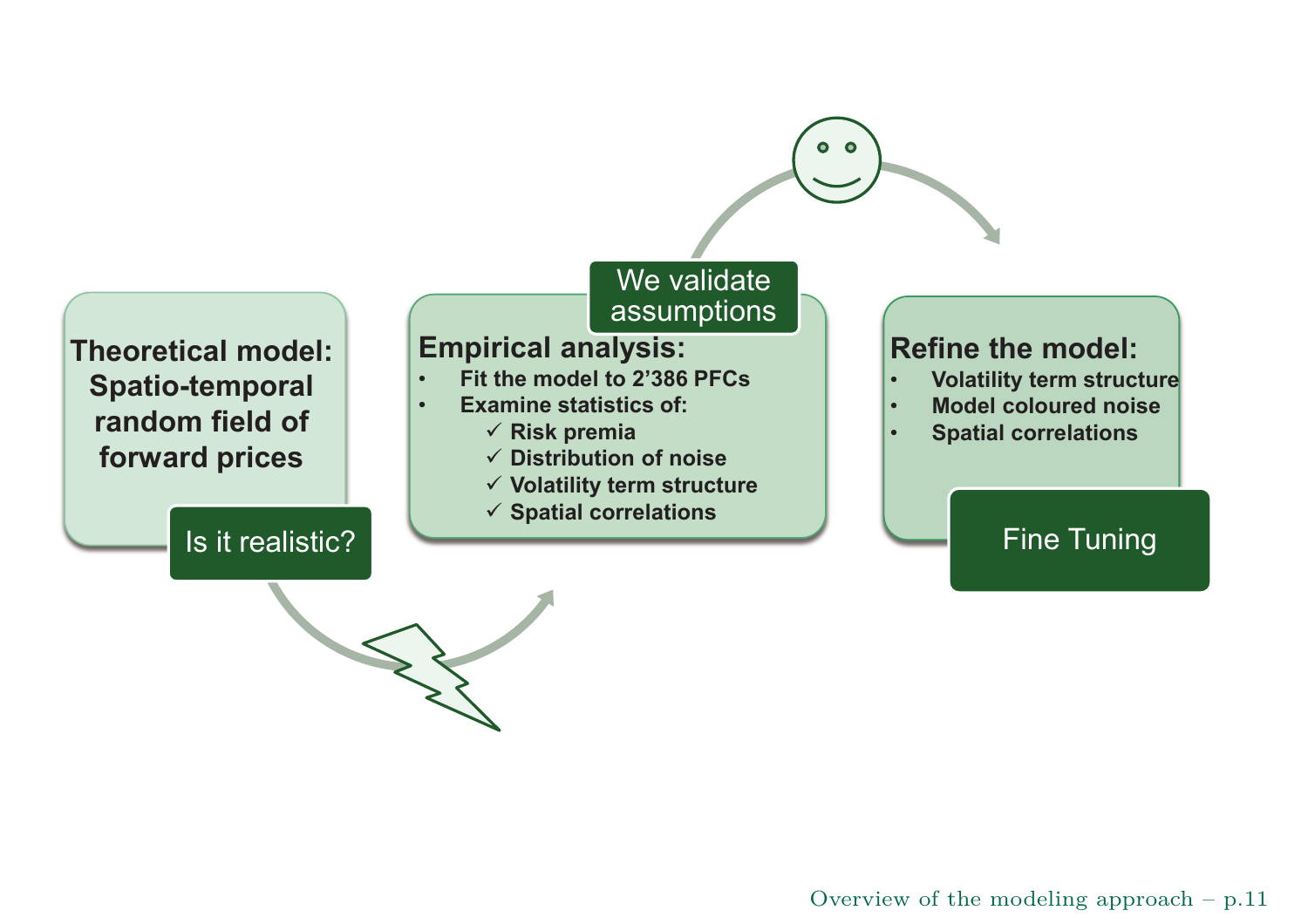**Theoretical model: Spatio-temporal random field of forward prices**

Is it realistic?

We validate assumptions

**Empirical analysis:**

- Fit the model to 2’386 PFCs
- Examine statistics of:
  - ✓ Risk premia
  - ✓ Distribution of noise
  - ✓ Volatility term structure
  - ✓ Spatial correlations

**Refine the model:**

- Volatility term structure
- Model coloured noise
- Spatial correlations

Fine Tuning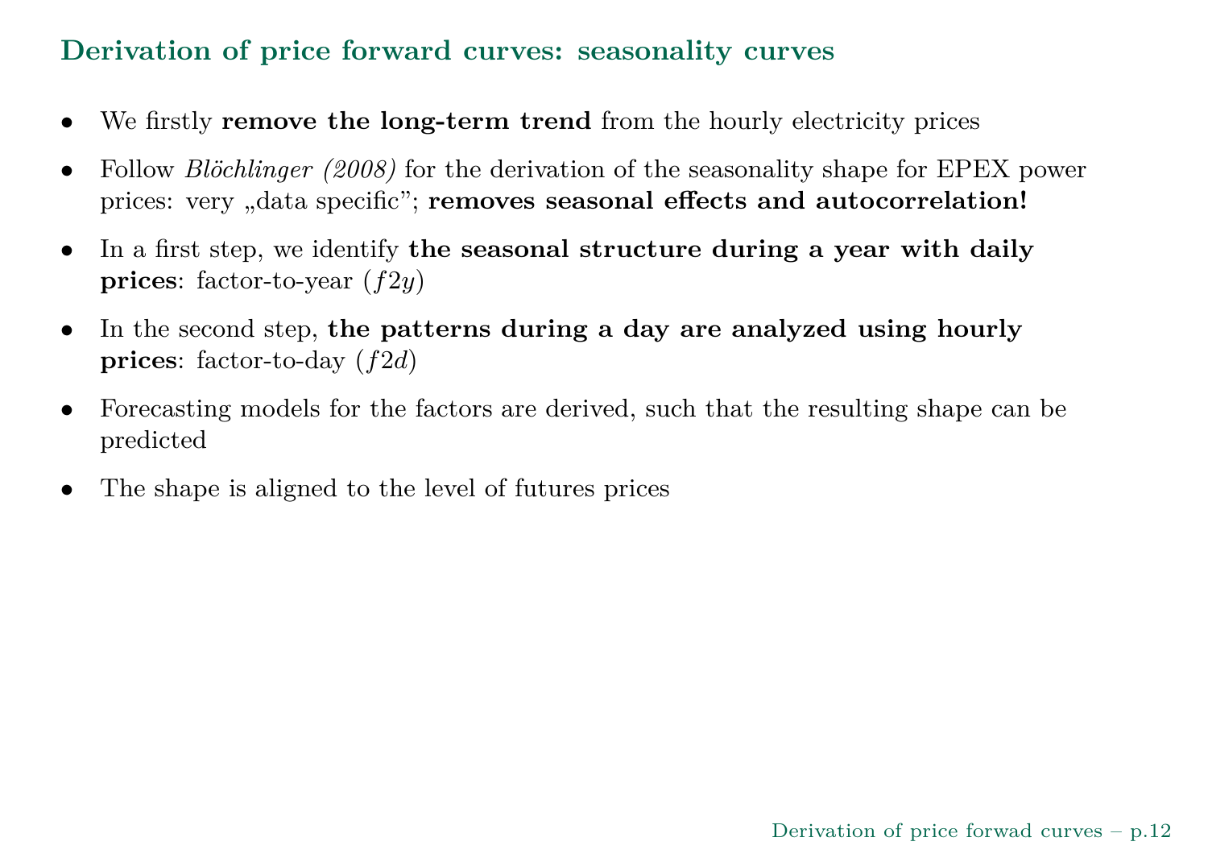## Derivation of price forward curves: seasonality curves

- We firstly **remove the long-term trend** from the hourly electricity prices
- Follow *Blöchlinger (2008)* for the derivation of the seasonality shape for EPEX power prices: very „data specific”; **removes seasonal effects and autocorrelation!**
- In a first step, we identify **the seasonal structure during a year with daily prices**: factor-to-year ($f2y$)
- In the second step, **the patterns during a day are analyzed using hourly prices**: factor-to-day ($f2d$)
- Forecasting models for the factors are derived, such that the resulting shape can be predicted
- The shape is aligned to the level of futures prices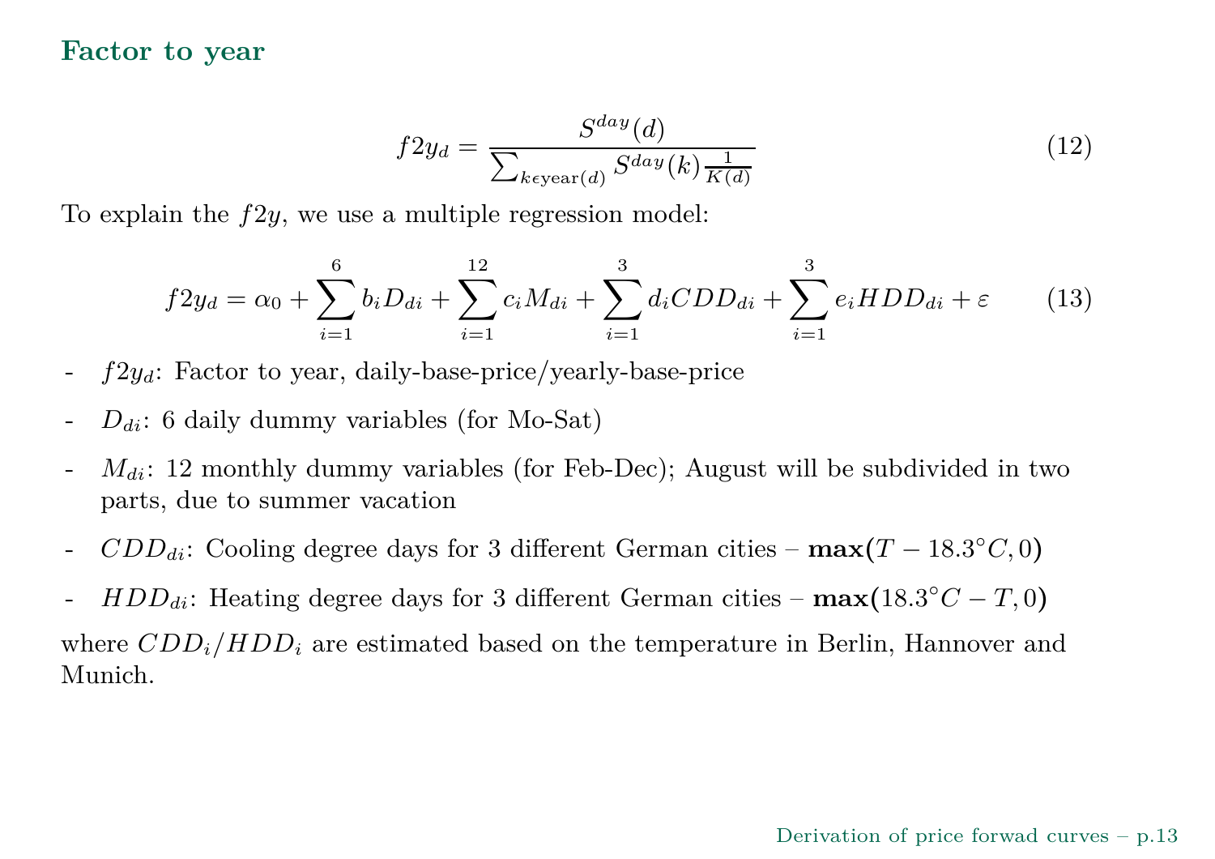## Factor to year

$$f2y_d = \frac{S^{day}(d)}{\sum_{k \epsilon \text{year}(d)} S^{day}(k) \frac{1}{K(d)}} \tag{12}$$

To explain the $f2y$, we use a multiple regression model:

$$f2y_d = \alpha_0 + \sum_{i=1}^{6} b_i D_{di} + \sum_{i=1}^{12} c_i M_{di} + \sum_{i=1}^{3} d_i CDD_{di} + \sum_{i=1}^{3} e_i HDD_{di} + \varepsilon \tag{13}$$

- $f2y_d$: Factor to year, daily-base-price/yearly-base-price
- $D_{di}$: 6 daily dummy variables (for Mo-Sat)
- $M_{di}$: 12 monthly dummy variables (for Feb-Dec); August will be subdivided in two parts, due to summer vacation
- $CDD_{di}$: Cooling degree days for 3 different German cities – $\mathbf{max}(T - 18.3°C, 0)$
- $HDD_{di}$: Heating degree days for 3 different German cities – $\mathbf{max}(18.3°C - T, 0)$

where $CDD_i/HDD_i$ are estimated based on the temperature in Berlin, Hannover and Munich.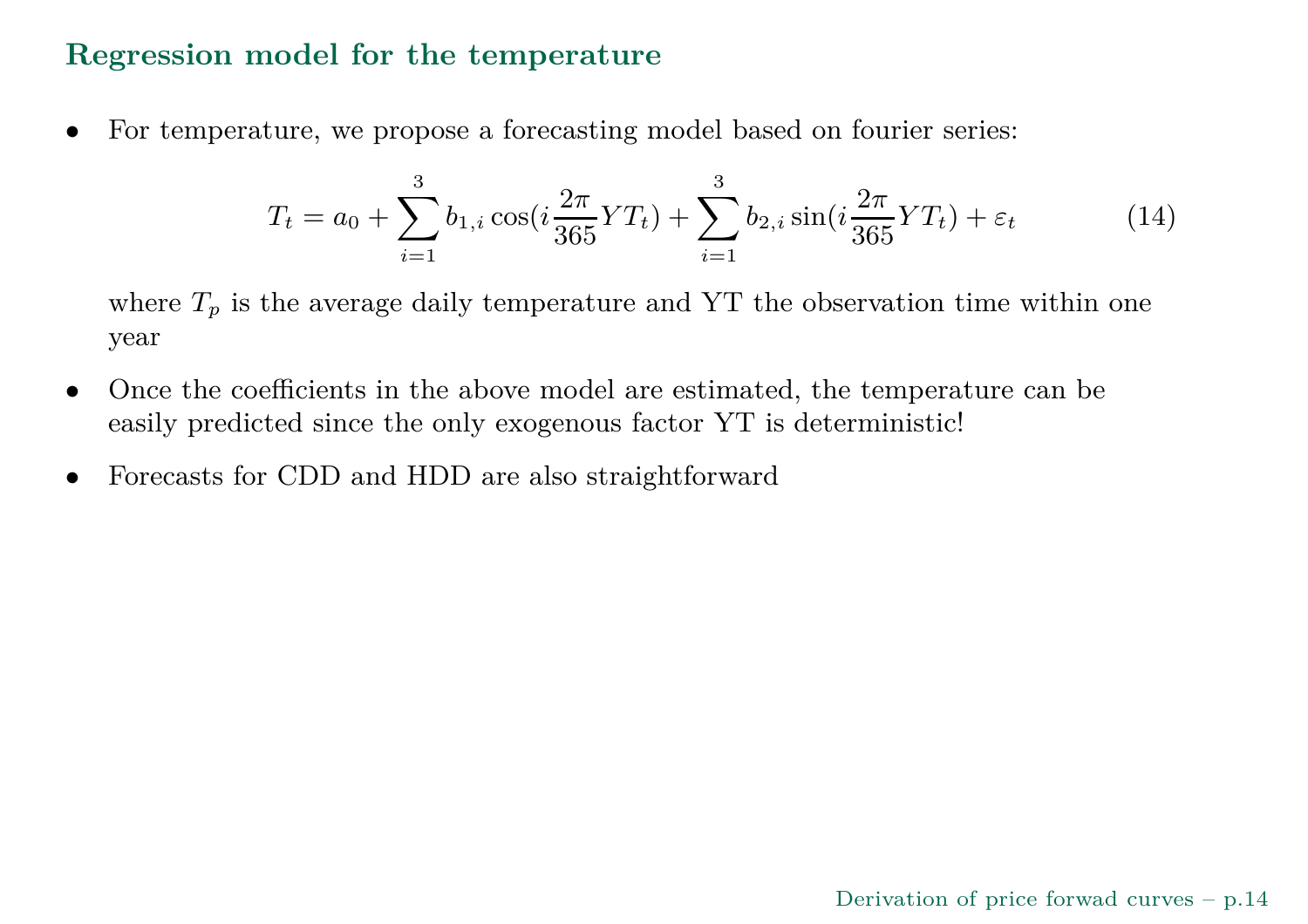## Regression model for the temperature

- For temperature, we propose a forecasting model based on fourier series:

$$T_t = a_0 + \sum_{i=1}^{3} b_{1,i} \cos(i \frac{2\pi}{365} YT_t) + \sum_{i=1}^{3} b_{2,i} \sin(i \frac{2\pi}{365} YT_t) + \varepsilon_t \tag{14}$$

  where $T_p$ is the average daily temperature and YT the observation time within one year

- Once the coefficients in the above model are estimated, the temperature can be easily predicted since the only exogenous factor YT is deterministic!

- Forecasts for CDD and HDD are also straightforward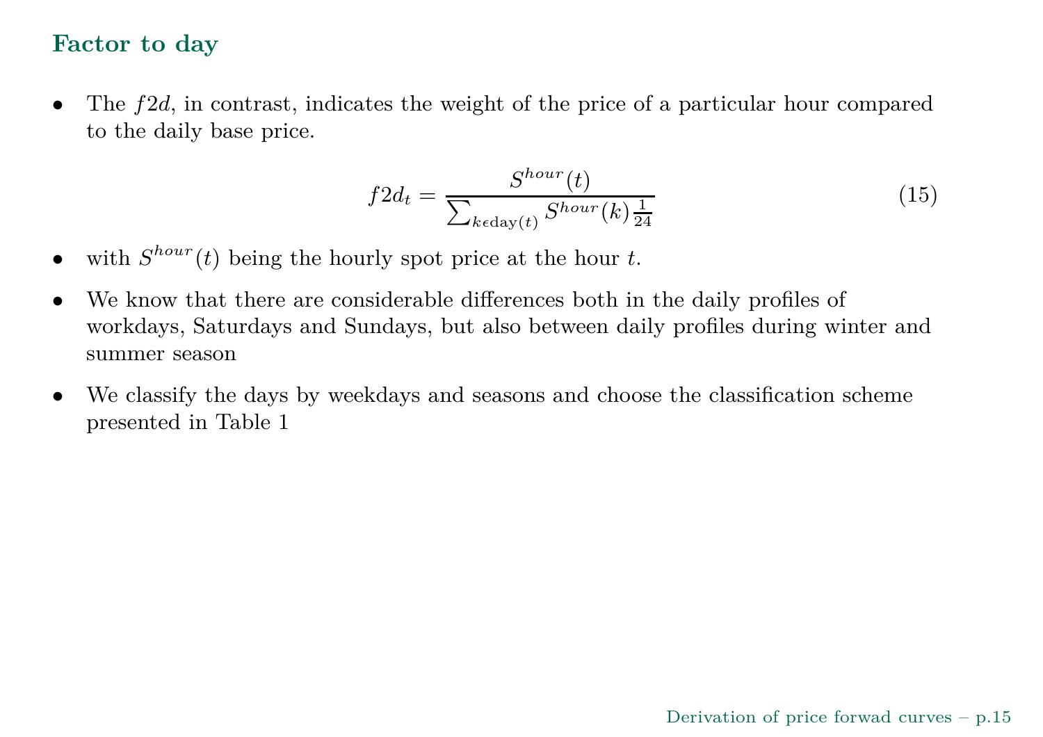## Factor to day

- The $f2d$, in contrast, indicates the weight of the price of a particular hour compared to the daily base price.

$$f2d_t = \frac{S^{hour}(t)}{\sum_{k \epsilon \text{day}(t)} S^{hour}(k) \frac{1}{24}} \tag{15}$$

- with $S^{hour}(t)$ being the hourly spot price at the hour $t$.
- We know that there are considerable differences both in the daily profiles of workdays, Saturdays and Sundays, but also between daily profiles during winter and summer season
- We classify the days by weekdays and seasons and choose the classification scheme presented in Table 1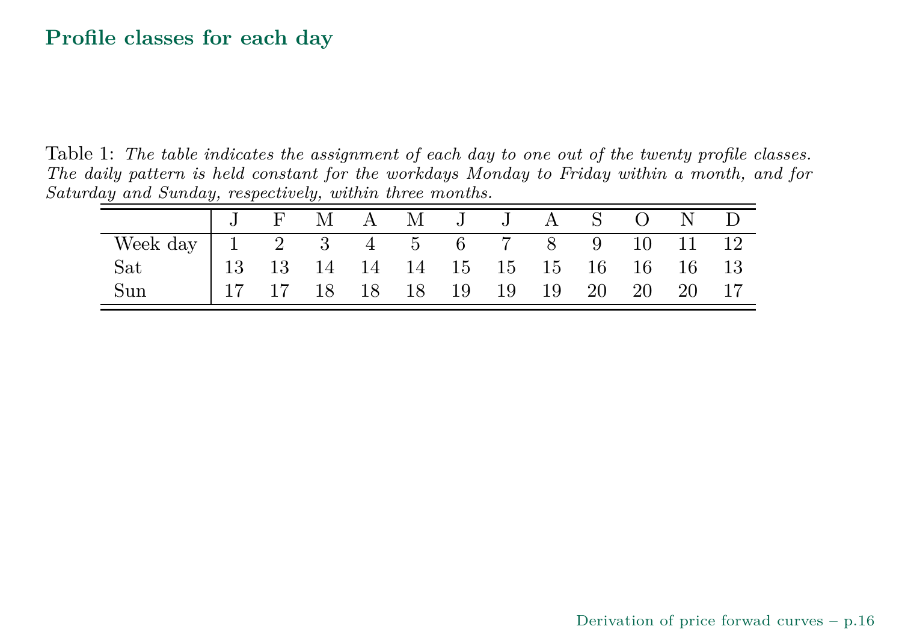## Profile classes for each day

Table 1: *The table indicates the assignment of each day to one out of the twenty profile classes. The daily pattern is held constant for the workdays Monday to Friday within a month, and for Saturday and Sunday, respectively, within three months.*

| | J | F | M | A | M | J | J | A | S | O | N | D |
|---|---|---|---|---|---|---|---|---|---|---|---|---|
| Week day | 1 | 2 | 3 | 4 | 5 | 6 | 7 | 8 | 9 | 10 | 11 | 12 |
| Sat | 13 | 13 | 14 | 14 | 14 | 15 | 15 | 15 | 16 | 16 | 16 | 13 |
| Sun | 17 | 17 | 18 | 18 | 18 | 19 | 19 | 19 | 20 | 20 | 20 | 17 |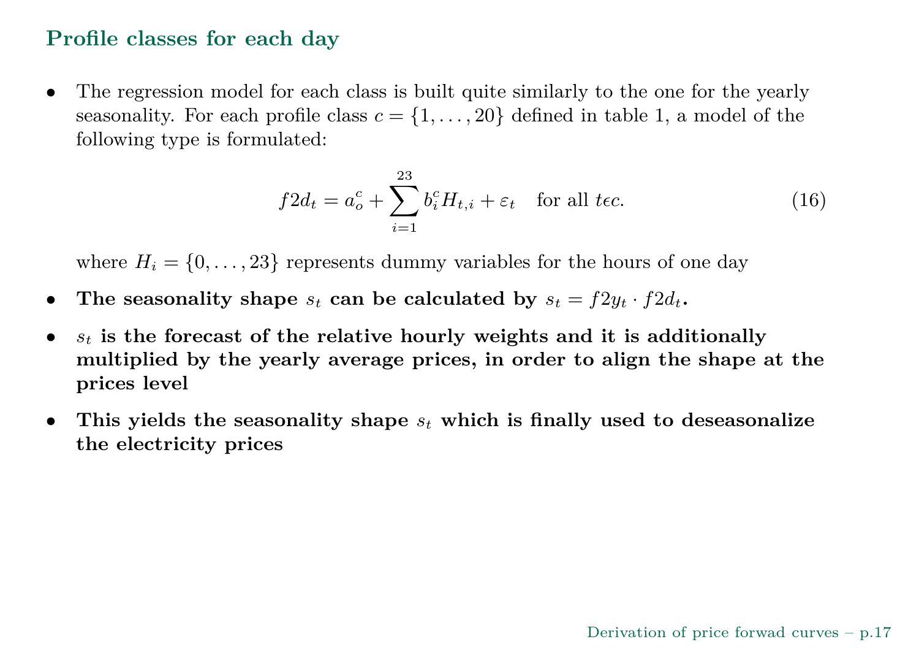## Profile classes for each day

- The regression model for each class is built quite similarly to the one for the yearly seasonality. For each profile class $c = \{1, \ldots, 20\}$ defined in table 1, a model of the following type is formulated:

$$f2d_t = a_o^c + \sum_{i=1}^{23} b_i^c H_{t,i} + \varepsilon_t \quad \text{for all } t \epsilon c. \tag{16}$$

  where $H_i = \{0, \ldots, 23\}$ represents dummy variables for the hours of one day

- **The seasonality shape $s_t$ can be calculated by $s_t = f2y_t \cdot f2d_t$.**
- **$s_t$ is the forecast of the relative hourly weights and it is additionally multiplied by the yearly average prices, in order to align the shape at the prices level**
- **This yields the seasonality shape $s_t$ which is finally used to deseasonalize the electricity prices**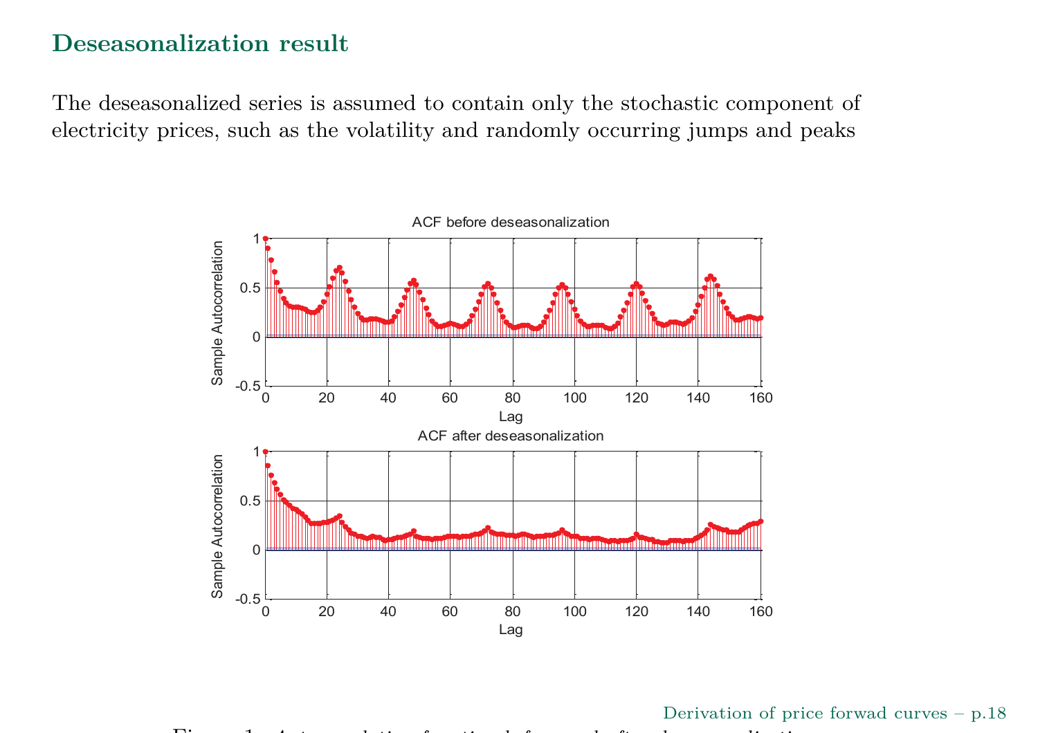## Deseasonalization result

The deseasonalized series is assumed to contain only the stochastic component of electricity prices, such as the volatility and randomly occurring jumps and peaks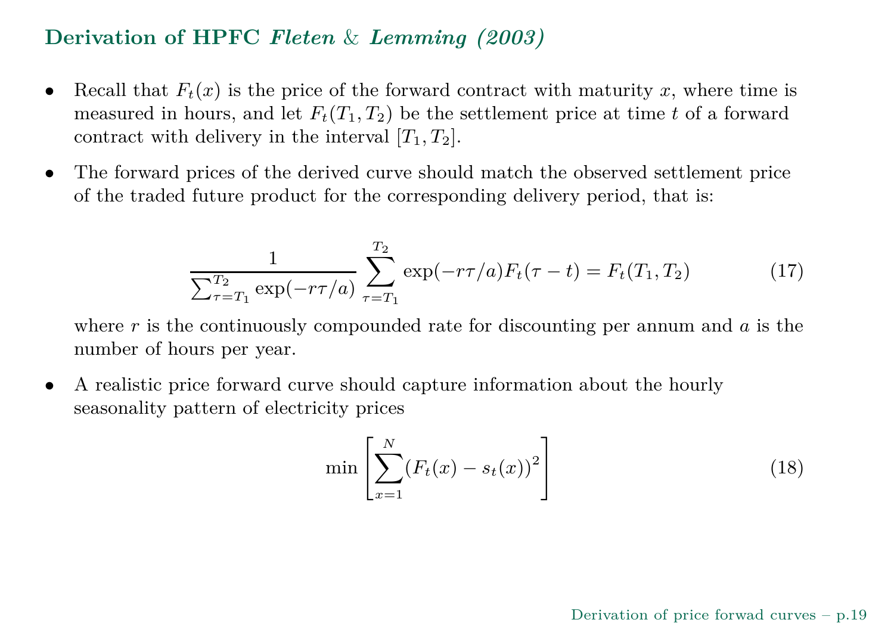## Derivation of HPFC *Fleten* & *Lemming (2003)*

- Recall that $F_t(x)$ is the price of the forward contract with maturity $x$, where time is measured in hours, and let $F_t(T_1, T_2)$ be the settlement price at time $t$ of a forward contract with delivery in the interval $[T_1, T_2]$.

- The forward prices of the derived curve should match the observed settlement price of the traded future product for the corresponding delivery period, that is:

$$\frac{1}{\sum_{\tau=T_1}^{T_2} \exp(-r\tau/a)} \sum_{\tau=T_1}^{T_2} \exp(-r\tau/a) F_t(\tau - t) = F_t(T_1, T_2) \tag{17}$$

  where $r$ is the continuously compounded rate for discounting per annum and $a$ is the number of hours per year.

- A realistic price forward curve should capture information about the hourly seasonality pattern of electricity prices

$$\min \left[ \sum_{x=1}^{N} (F_t(x) - s_t(x))^2 \right] \tag{18}$$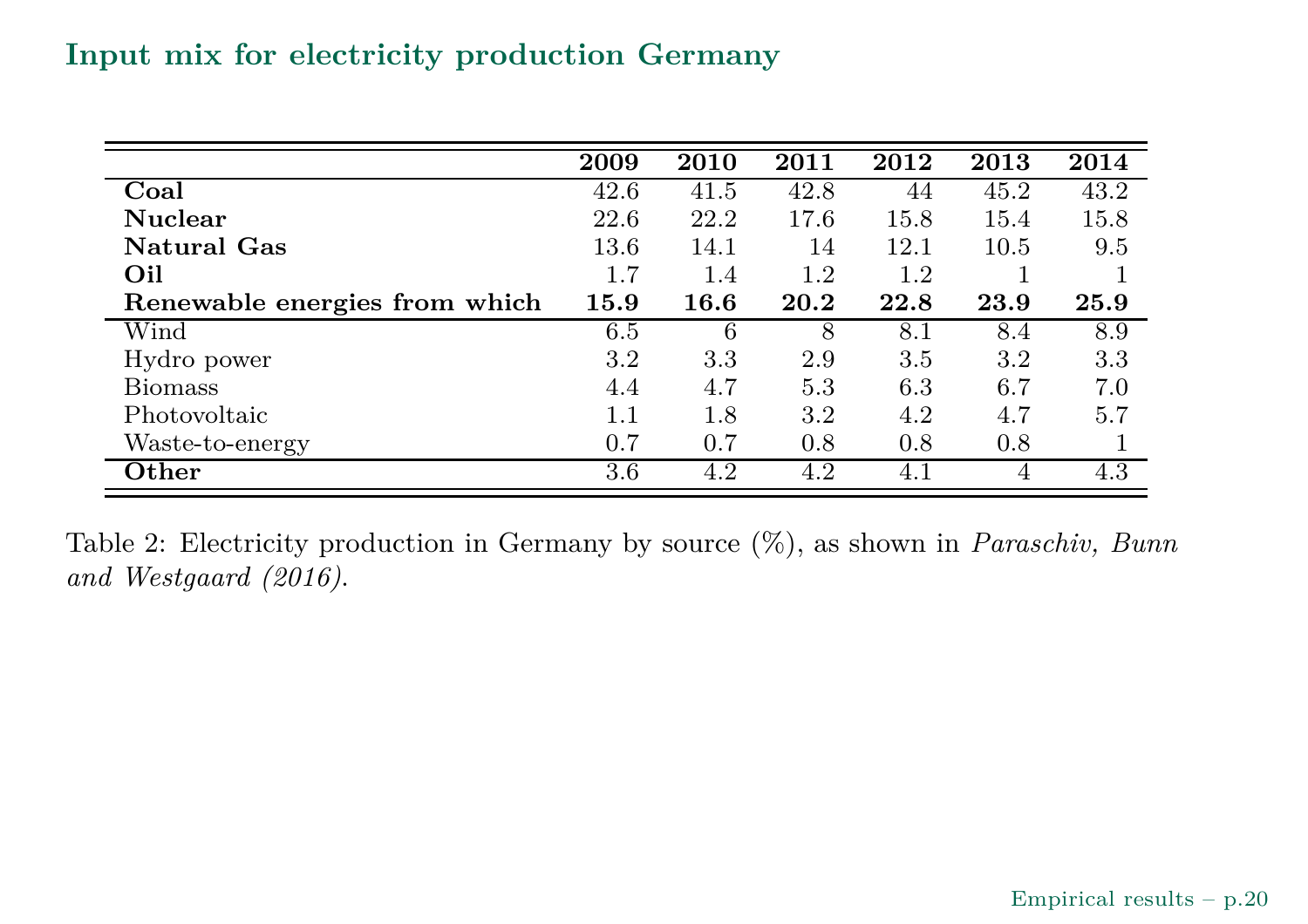## Input mix for electricity production Germany

| | **2009** | **2010** | **2011** | **2012** | **2013** | **2014** |
|---|---|---|---|---|---|---|
| **Coal** | 42.6 | 41.5 | 42.8 | 44 | 45.2 | 43.2 |
| **Nuclear** | 22.6 | 22.2 | 17.6 | 15.8 | 15.4 | 15.8 |
| **Natural Gas** | 13.6 | 14.1 | 14 | 12.1 | 10.5 | 9.5 |
| **Oil** | 1.7 | 1.4 | 1.2 | 1.2 | 1 | 1 |
| **Renewable energies from which** | **15.9** | **16.6** | **20.2** | **22.8** | **23.9** | **25.9** |
| Wind | 6.5 | 6 | 8 | 8.1 | 8.4 | 8.9 |
| Hydro power | 3.2 | 3.3 | 2.9 | 3.5 | 3.2 | 3.3 |
| Biomass | 4.4 | 4.7 | 5.3 | 6.3 | 6.7 | 7.0 |
| Photovoltaic | 1.1 | 1.8 | 3.2 | 4.2 | 4.7 | 5.7 |
| Waste-to-energy | 0.7 | 0.7 | 0.8 | 0.8 | 0.8 | 1 |
| **Other** | 3.6 | 4.2 | 4.2 | 4.1 | 4 | 4.3 |

Table 2: Electricity production in Germany by source (%), as shown in *Paraschiv, Bunn and Westgaard (2016)*.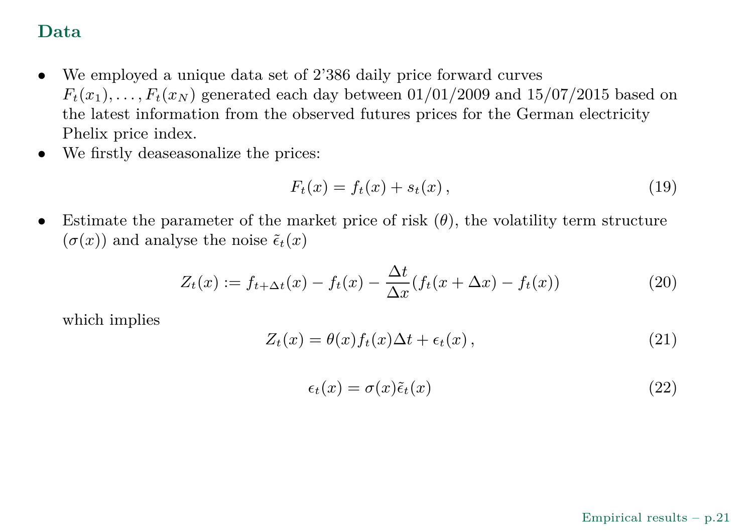## Data

- We employed a unique data set of 2'386 daily price forward curves $F_t(x_1), \ldots, F_t(x_N)$ generated each day between 01/01/2009 and 15/07/2015 based on the latest information from the observed futures prices for the German electricity Phelix price index.
- We firstly deaseasonalize the prices:

$$F_t(x) = f_t(x) + s_t(x)\,, \tag{19}$$

- Estimate the parameter of the market price of risk ($\theta$), the volatility term structure ($\sigma(x)$) and analyse the noise $\tilde{\epsilon}_t(x)$

$$Z_t(x) := f_{t+\Delta t}(x) - f_t(x) - \frac{\Delta t}{\Delta x}(f_t(x + \Delta x) - f_t(x)) \tag{20}$$

which implies

$$Z_t(x) = \theta(x) f_t(x) \Delta t + \epsilon_t(x)\,, \tag{21}$$

$$\epsilon_t(x) = \sigma(x)\tilde{\epsilon}_t(x) \tag{22}$$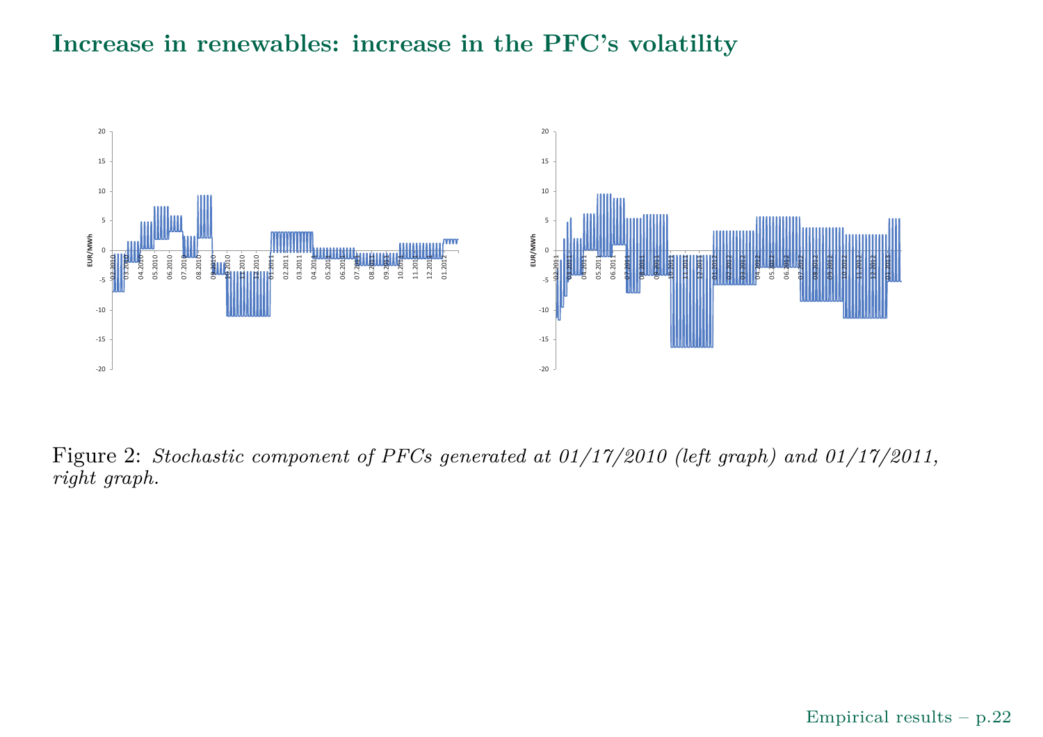## Increase in renewables: increase in the PFC's volatility

Figure 2: *Stochastic component of PFCs generated at 01/17/2010 (left graph) and 01/17/2011, right graph.*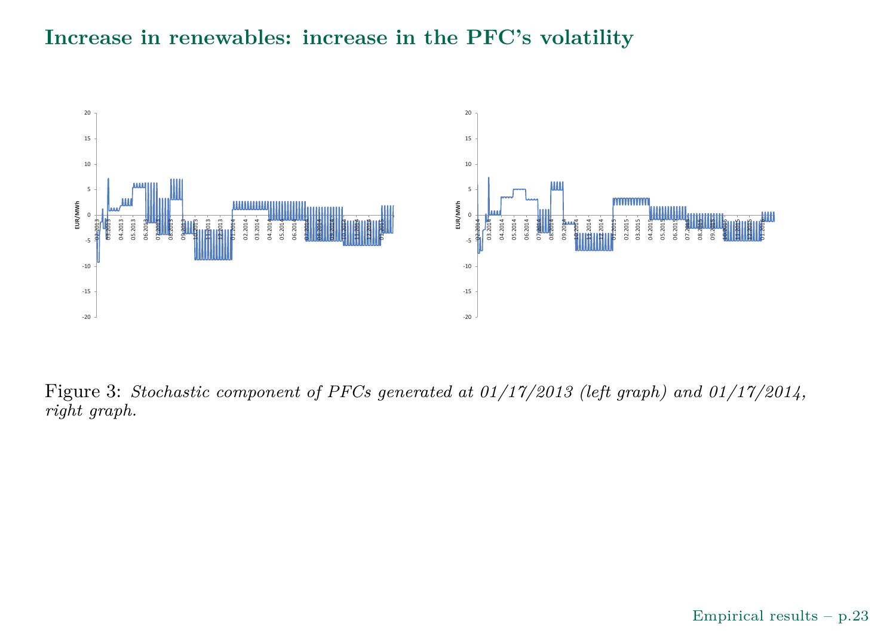# Increase in renewables: increase in the PFC's volatility

Figure 3: *Stochastic component of PFCs generated at 01/17/2013 (left graph) and 01/17/2014, right graph.*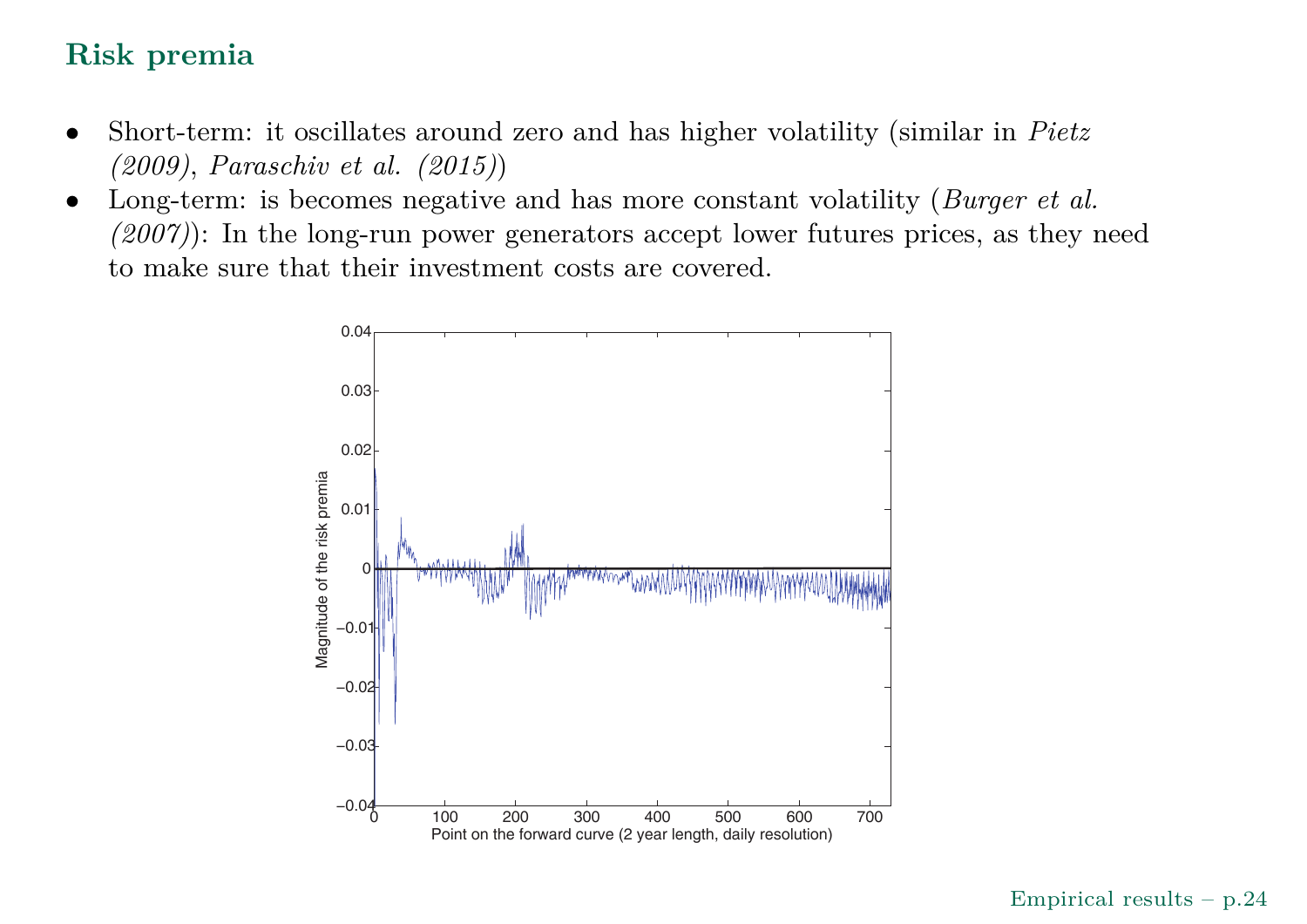## Risk premia

- Short-term: it oscillates around zero and has higher volatility (similar in *Pietz (2009)*, *Paraschiv et al. (2015)*)
- Long-term: is becomes negative and has more constant volatility (*Burger et al. (2007)*): In the long-run power generators accept lower futures prices, as they need to make sure that their investment costs are covered.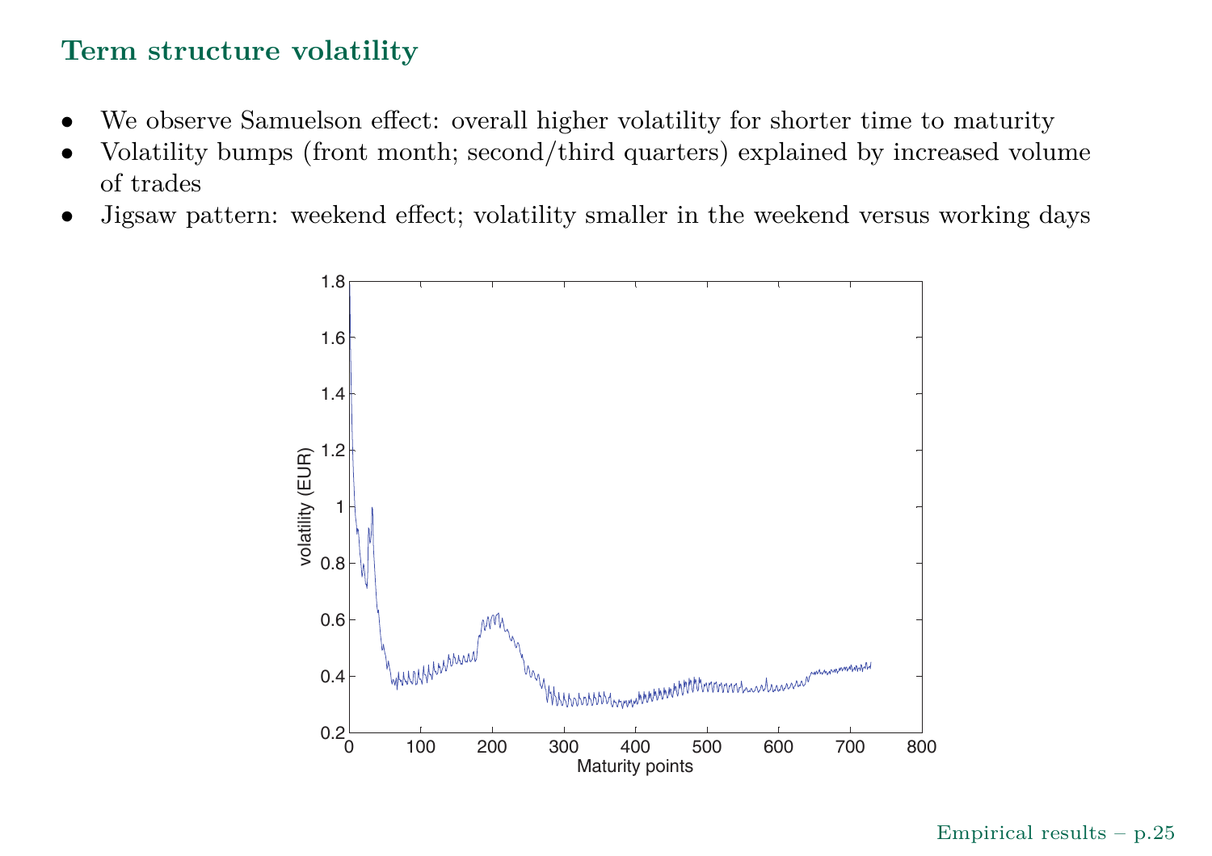## Term structure volatility

- We observe Samuelson effect: overall higher volatility for shorter time to maturity
- Volatility bumps (front month; second/third quarters) explained by increased volume of trades
- Jigsaw pattern: weekend effect; volatility smaller in the weekend versus working days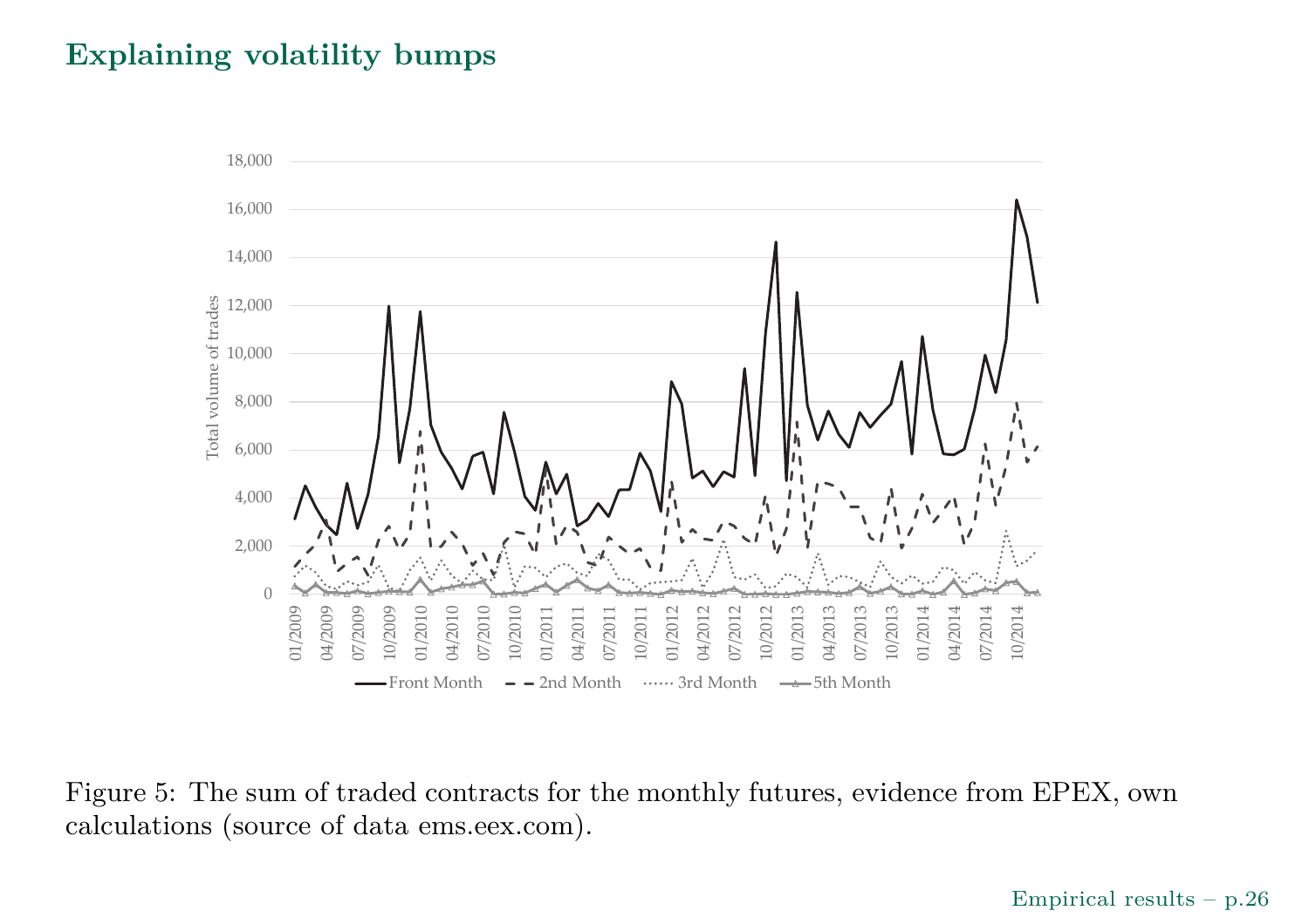## Explaining volatility bumps

Figure 5: The sum of traded contracts for the monthly futures, evidence from EPEX, own calculations (source of data ems.eex.com).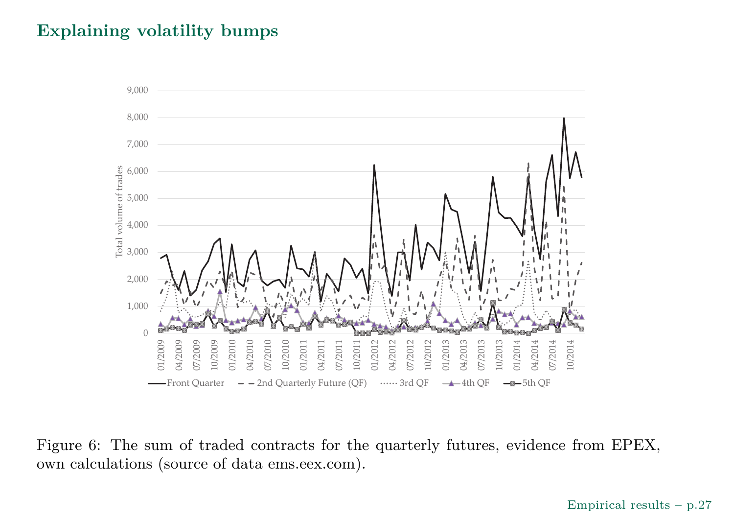## Explaining volatility bumps

Figure 6: The sum of traded contracts for the quarterly futures, evidence from EPEX, own calculations (source of data ems.eex.com).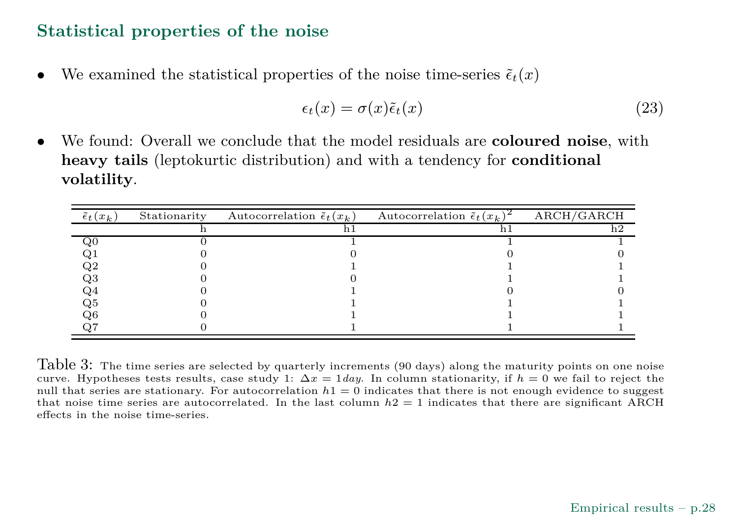## Statistical properties of the noise

- We examined the statistical properties of the noise time-series $\tilde{\epsilon}_t(x)$

$$\epsilon_t(x) = \sigma(x)\tilde{\epsilon}_t(x) \tag{23}$$

- We found: Overall we conclude that the model residuals are **coloured noise**, with **heavy tails** (leptokurtic distribution) and with a tendency for **conditional volatility**.

| $\tilde{\epsilon}_t(x_k)$ | Stationarity | Autocorrelation $\tilde{\epsilon}_t(x_k)$ | Autocorrelation $\tilde{\epsilon}_t(x_k)^2$ | ARCH/GARCH |
|---|---|---|---|---|
| | h | h1 | h1 | h2 |
| Q0 | 0 | 1 | 1 | 1 |
| Q1 | 0 | 0 | 0 | 0 |
| Q2 | 0 | 1 | 1 | 1 |
| Q3 | 0 | 0 | 1 | 1 |
| Q4 | 0 | 1 | 0 | 0 |
| Q5 | 0 | 1 | 1 | 1 |
| Q6 | 0 | 1 | 1 | 1 |
| Q7 | 0 | 1 | 1 | 1 |

Table 3: The time series are selected by quarterly increments (90 days) along the maturity points on one noise curve. Hypotheses tests results, case study 1: $\Delta x = 1day$. In column stationarity, if $h = 0$ we fail to reject the null that series are stationary. For autocorrelation $h1 = 0$ indicates that there is not enough evidence to suggest that noise time series are autocorrelated. In the last column $h2 = 1$ indicates that there are significant ARCH effects in the noise time-series.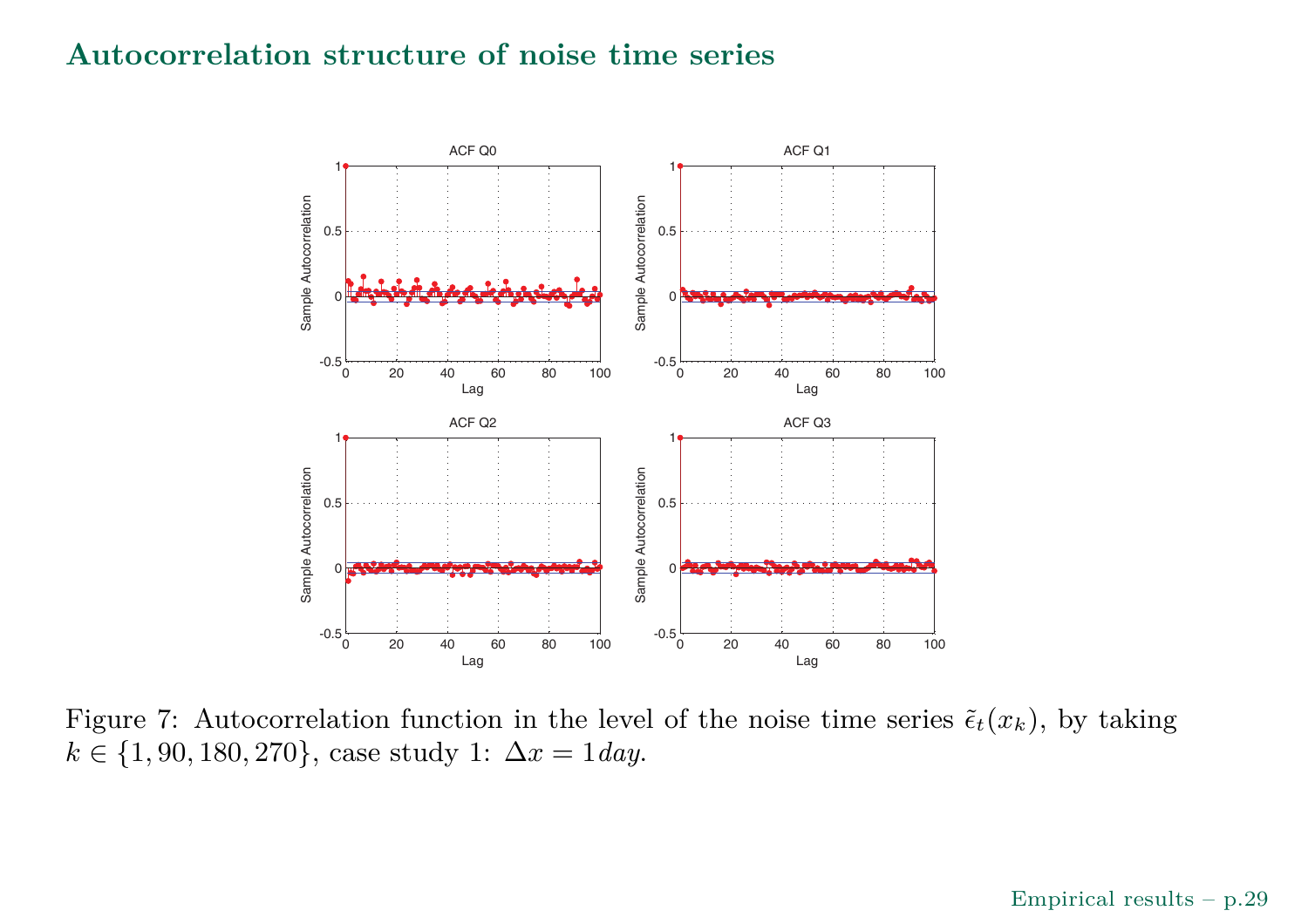## Autocorrelation structure of noise time series

Figure 7: Autocorrelation function in the level of the noise time series $\tilde{\epsilon}_t(x_k)$, by taking $k \in \{1, 90, 180, 270\}$, case study 1: $\Delta x = 1\,day$.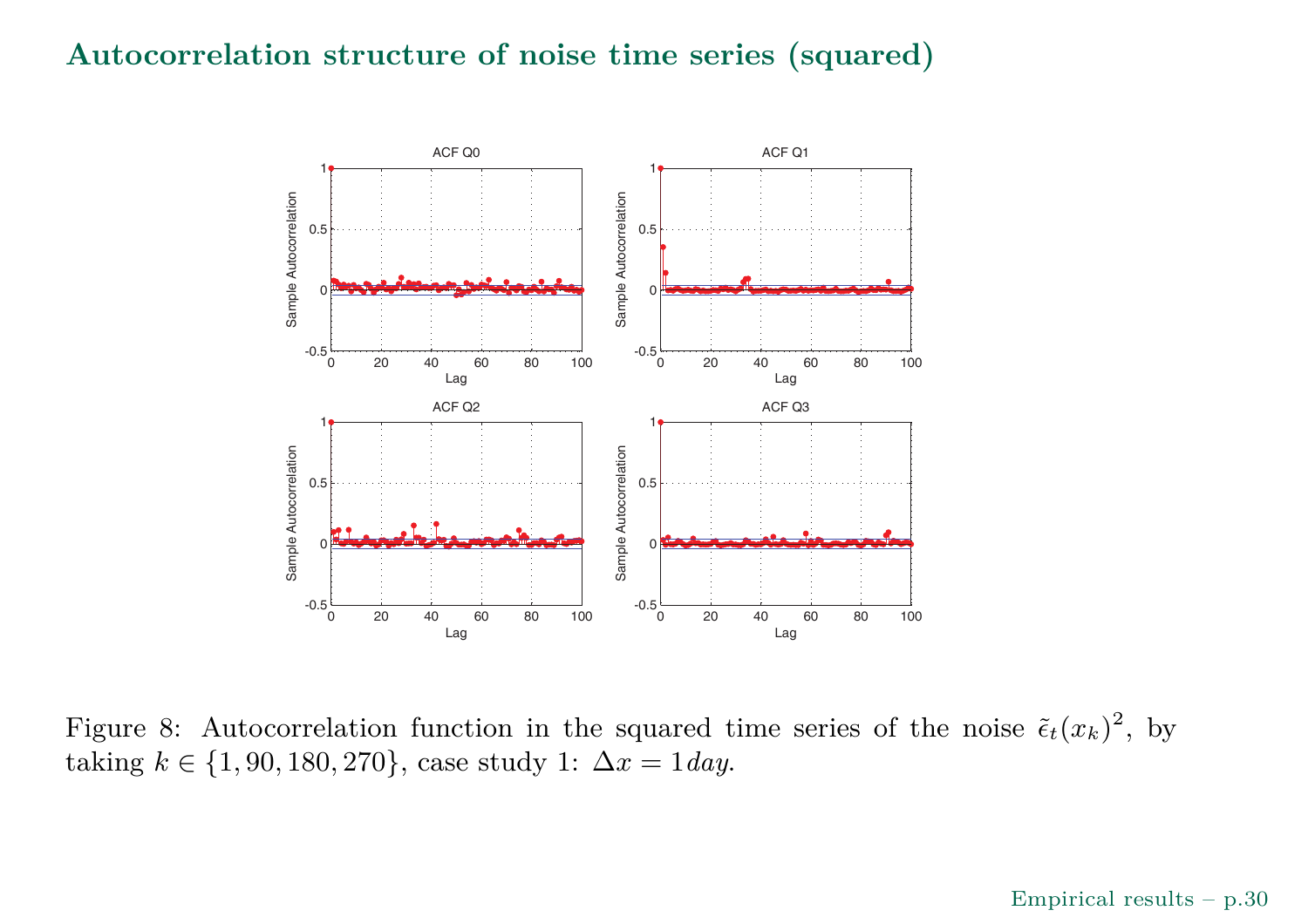## Autocorrelation structure of noise time series (squared)

Figure 8: Autocorrelation function in the squared time series of the noise $\tilde{\epsilon}_t(x_k)^2$, by taking $k \in \{1, 90, 180, 270\}$, case study 1: $\Delta x = 1 day$.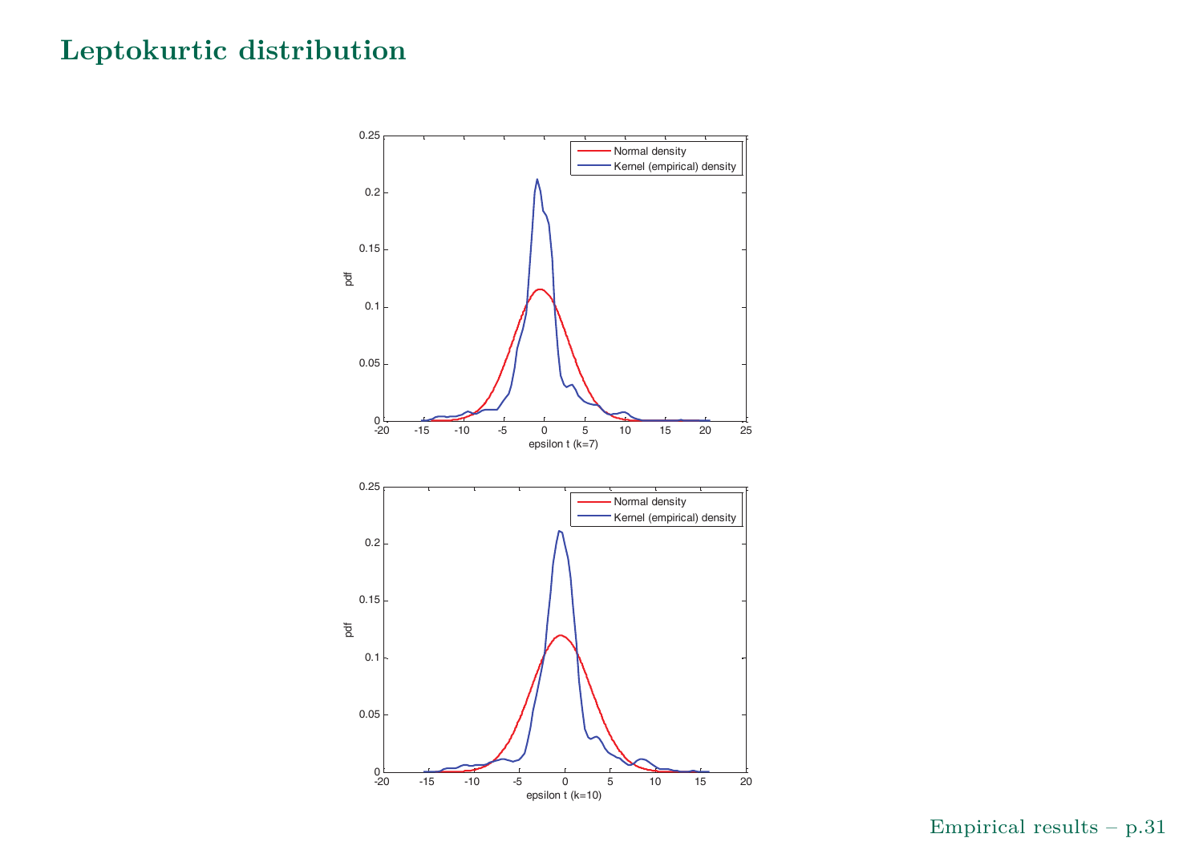# Leptokurtic distribution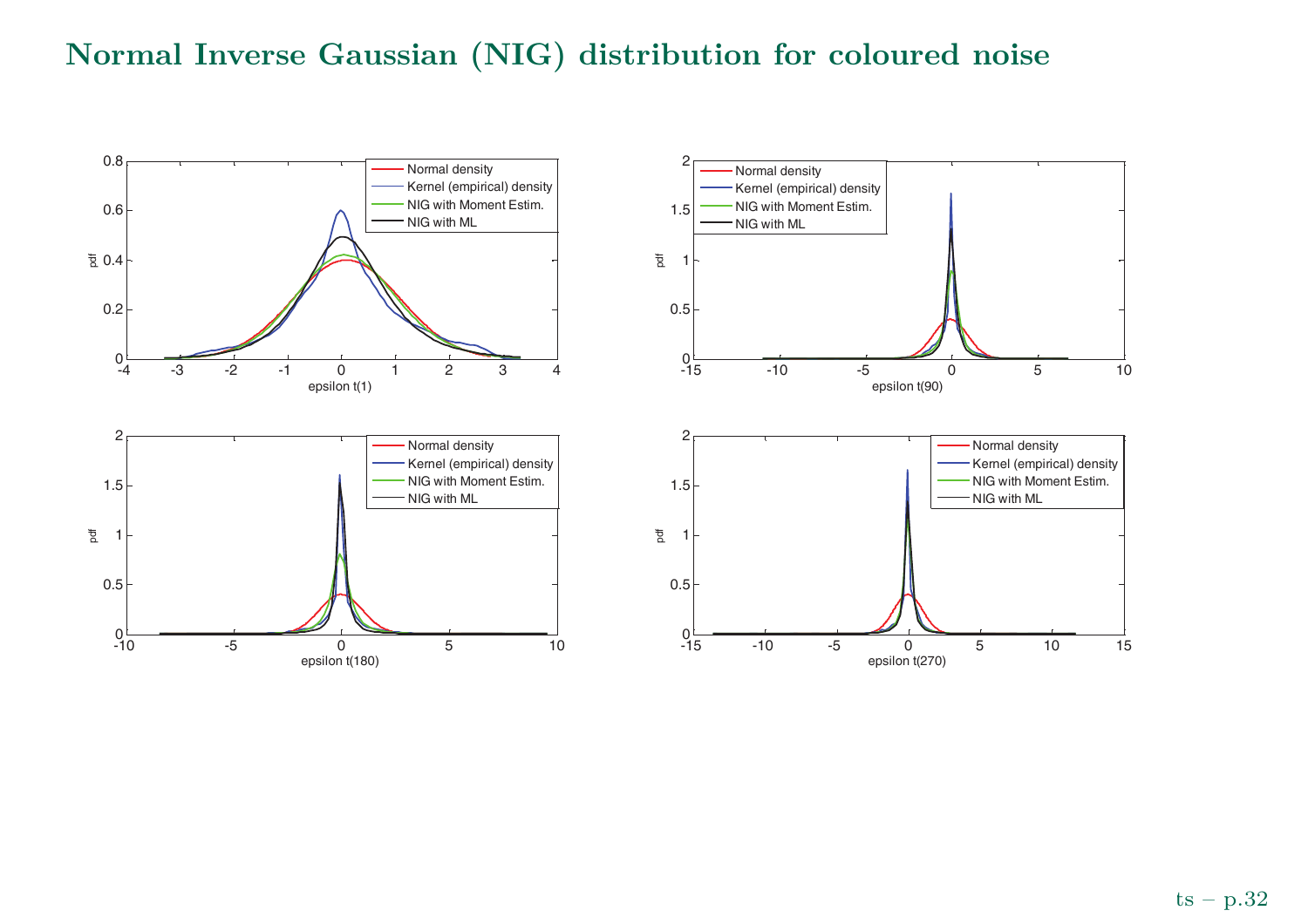# Normal Inverse Gaussian (NIG) distribution for coloured noise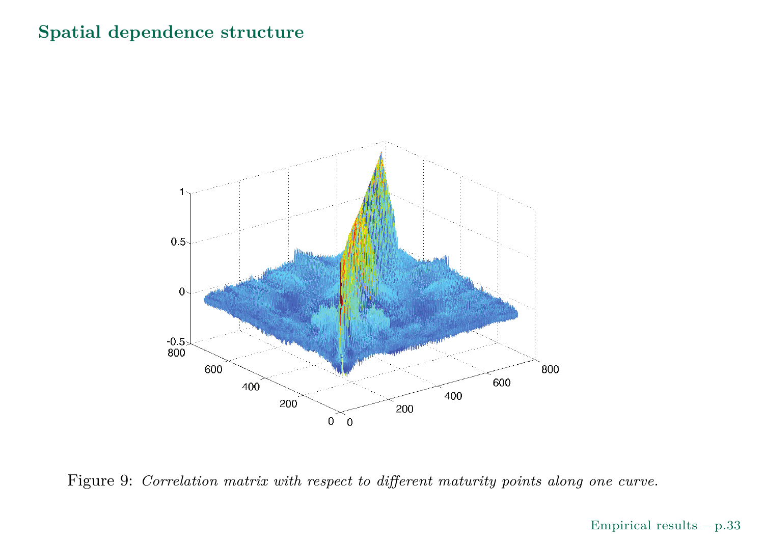## Spatial dependence structure

Figure 9: *Correlation matrix with respect to different maturity points along one curve.*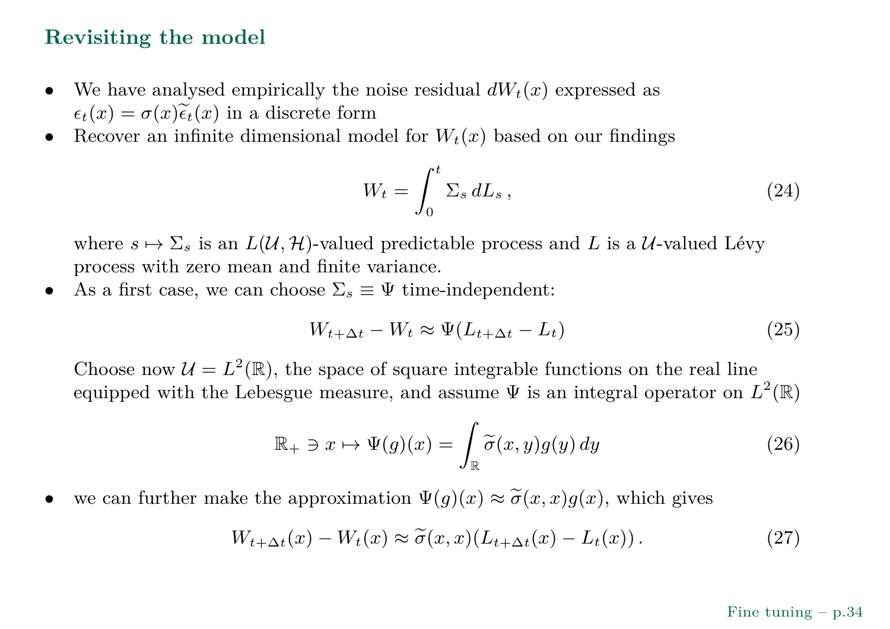## Revisiting the model

- We have analysed empirically the noise residual $dW_t(x)$ expressed as $\epsilon_t(x) = \sigma(x)\widetilde{\epsilon_t}(x)$ in a discrete form
- Recover an infinite dimensional model for $W_t(x)$ based on our findings

$$W_t = \int_0^t \Sigma_s \, dL_s \,, \tag{24}$$

  where $s \mapsto \Sigma_s$ is an $L(\mathcal{U}, \mathcal{H})$-valued predictable process and $L$ is a $\mathcal{U}$-valued Lévy process with zero mean and finite variance.
- As a first case, we can choose $\Sigma_s \equiv \Psi$ time-independent:

$$W_{t+\Delta t} - W_t \approx \Psi(L_{t+\Delta t} - L_t) \tag{25}$$

  Choose now $\mathcal{U} = L^2(\mathbb{R})$, the space of square integrable functions on the real line equipped with the Lebesgue measure, and assume $\Psi$ is an integral operator on $L^2(\mathbb{R})$

$$\mathbb{R}_+ \ni x \mapsto \Psi(g)(x) = \int_{\mathbb{R}} \widetilde{\sigma}(x,y) g(y) \, dy \tag{26}$$

- we can further make the approximation $\Psi(g)(x) \approx \widetilde{\sigma}(x,x)g(x)$, which gives

$$W_{t+\Delta t}(x) - W_t(x) \approx \widetilde{\sigma}(x,x)(L_{t+\Delta t}(x) - L_t(x)) \,. \tag{27}$$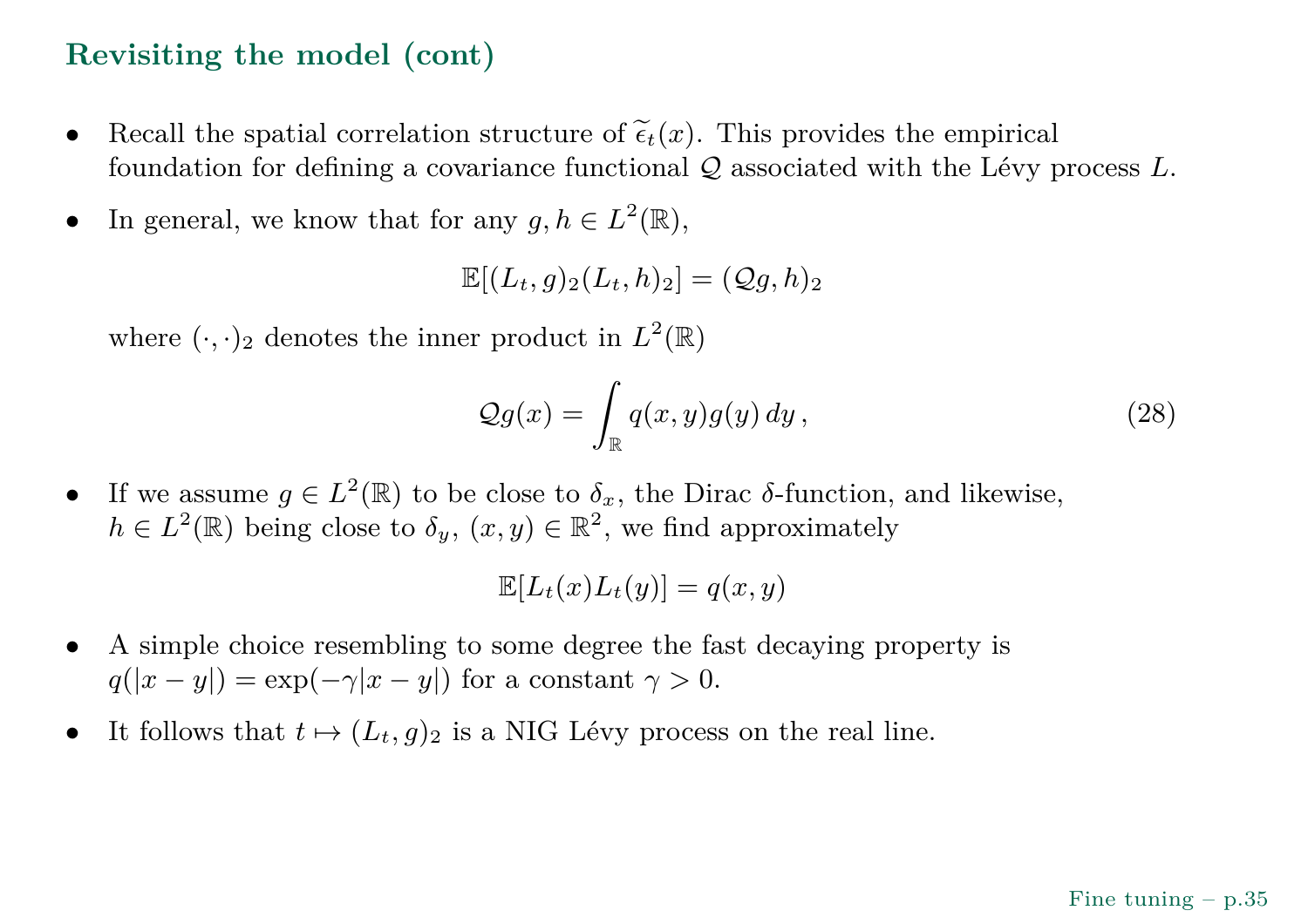## Revisiting the model (cont)

- Recall the spatial correlation structure of $\widetilde{\epsilon}_t(x)$. This provides the empirical foundation for defining a covariance functional $\mathcal{Q}$ associated with the Lévy process $L$.
- In general, we know that for any $g, h \in L^2(\mathbb{R})$,

$$\mathbb{E}[(L_t, g)_2 (L_t, h)_2] = (\mathcal{Q}g, h)_2$$

  where $(\cdot, \cdot)_2$ denotes the inner product in $L^2(\mathbb{R})$

$$\mathcal{Q}g(x) = \int_{\mathbb{R}} q(x,y) g(y)\, dy\,, \tag{28}$$

- If we assume $g \in L^2(\mathbb{R})$ to be close to $\delta_x$, the Dirac $\delta$-function, and likewise, $h \in L^2(\mathbb{R})$ being close to $\delta_y$, $(x, y) \in \mathbb{R}^2$, we find approximately

$$\mathbb{E}[L_t(x) L_t(y)] = q(x,y)$$

- A simple choice resembling to some degree the fast decaying property is $q(|x-y|) = \exp(-\gamma|x-y|)$ for a constant $\gamma > 0$.
- It follows that $t \mapsto (L_t, g)_2$ is a NIG Lévy process on the real line.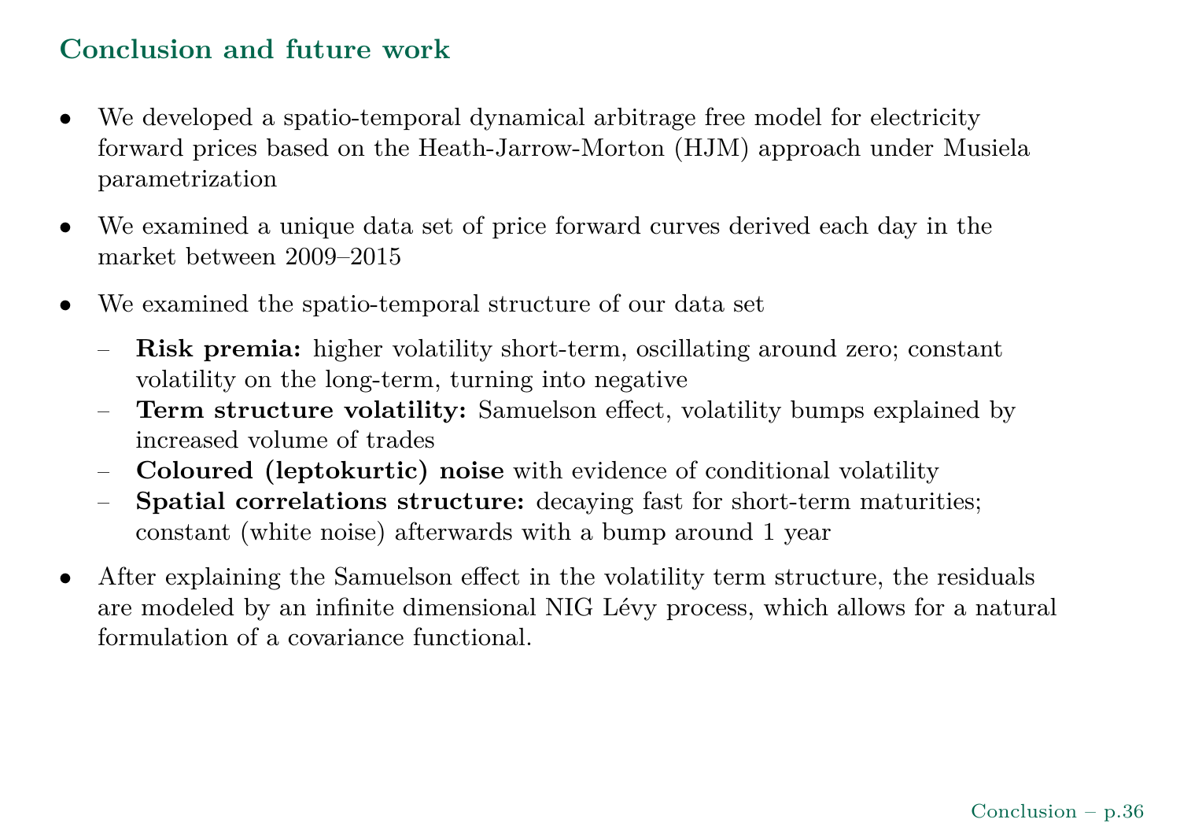## Conclusion and future work

- We developed a spatio-temporal dynamical arbitrage free model for electricity forward prices based on the Heath-Jarrow-Morton (HJM) approach under Musiela parametrization
- We examined a unique data set of price forward curves derived each day in the market between 2009–2015
- We examined the spatio-temporal structure of our data set
  - **Risk premia:** higher volatility short-term, oscillating around zero; constant volatility on the long-term, turning into negative
  - **Term structure volatility:** Samuelson effect, volatility bumps explained by increased volume of trades
  - **Coloured (leptokurtic) noise** with evidence of conditional volatility
  - **Spatial correlations structure:** decaying fast for short-term maturities; constant (white noise) afterwards with a bump around 1 year
- After explaining the Samuelson effect in the volatility term structure, the residuals are modeled by an infinite dimensional NIG Lévy process, which allows for a natural formulation of a covariance functional.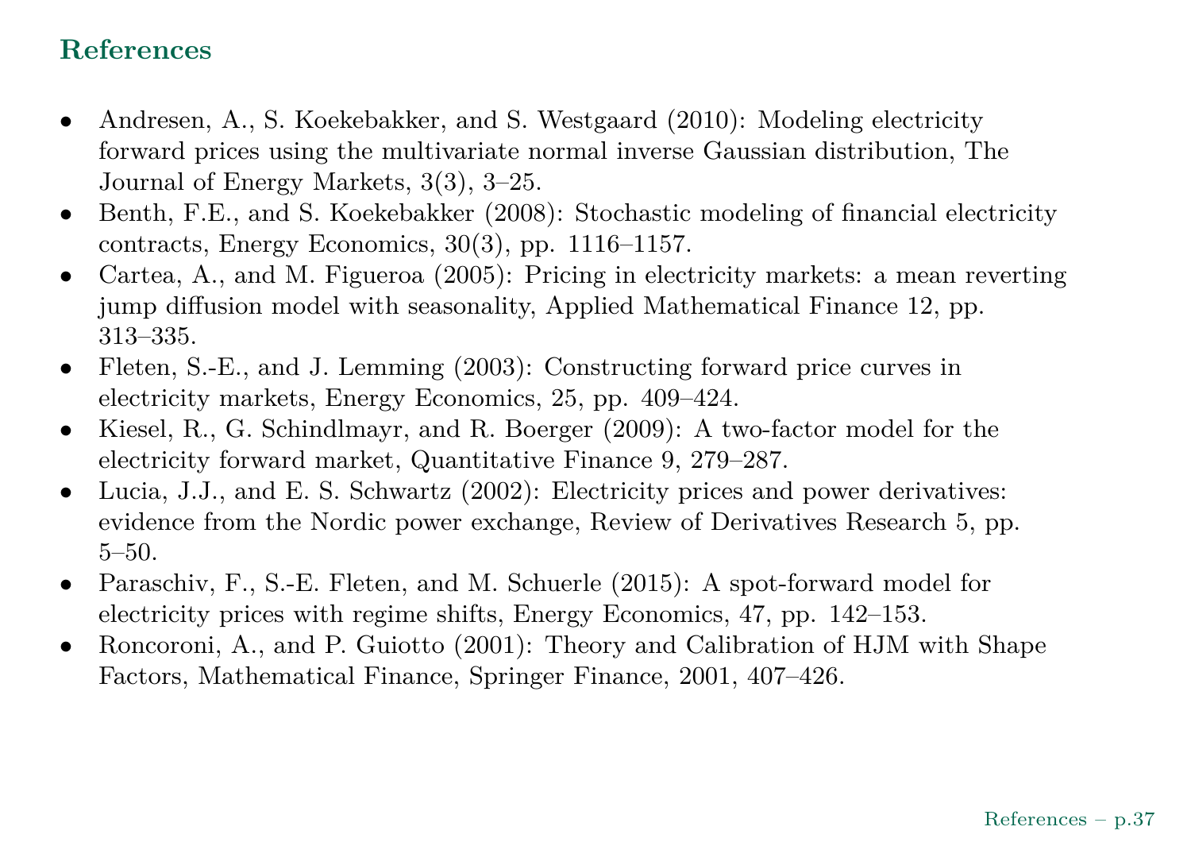## References

- Andresen, A., S. Koekebakker, and S. Westgaard (2010): Modeling electricity forward prices using the multivariate normal inverse Gaussian distribution, The Journal of Energy Markets, 3(3), 3–25.
- Benth, F.E., and S. Koekebakker (2008): Stochastic modeling of financial electricity contracts, Energy Economics, 30(3), pp. 1116–1157.
- Cartea, A., and M. Figueroa (2005): Pricing in electricity markets: a mean reverting jump diffusion model with seasonality, Applied Mathematical Finance 12, pp. 313–335.
- Fleten, S.-E., and J. Lemming (2003): Constructing forward price curves in electricity markets, Energy Economics, 25, pp. 409–424.
- Kiesel, R., G. Schindlmayr, and R. Boerger (2009): A two-factor model for the electricity forward market, Quantitative Finance 9, 279–287.
- Lucia, J.J., and E. S. Schwartz (2002): Electricity prices and power derivatives: evidence from the Nordic power exchange, Review of Derivatives Research 5, pp. 5–50.
- Paraschiv, F., S.-E. Fleten, and M. Schuerle (2015): A spot-forward model for electricity prices with regime shifts, Energy Economics, 47, pp. 142–153.
- Roncoroni, A., and P. Guiotto (2001): Theory and Calibration of HJM with Shape Factors, Mathematical Finance, Springer Finance, 2001, 407–426.